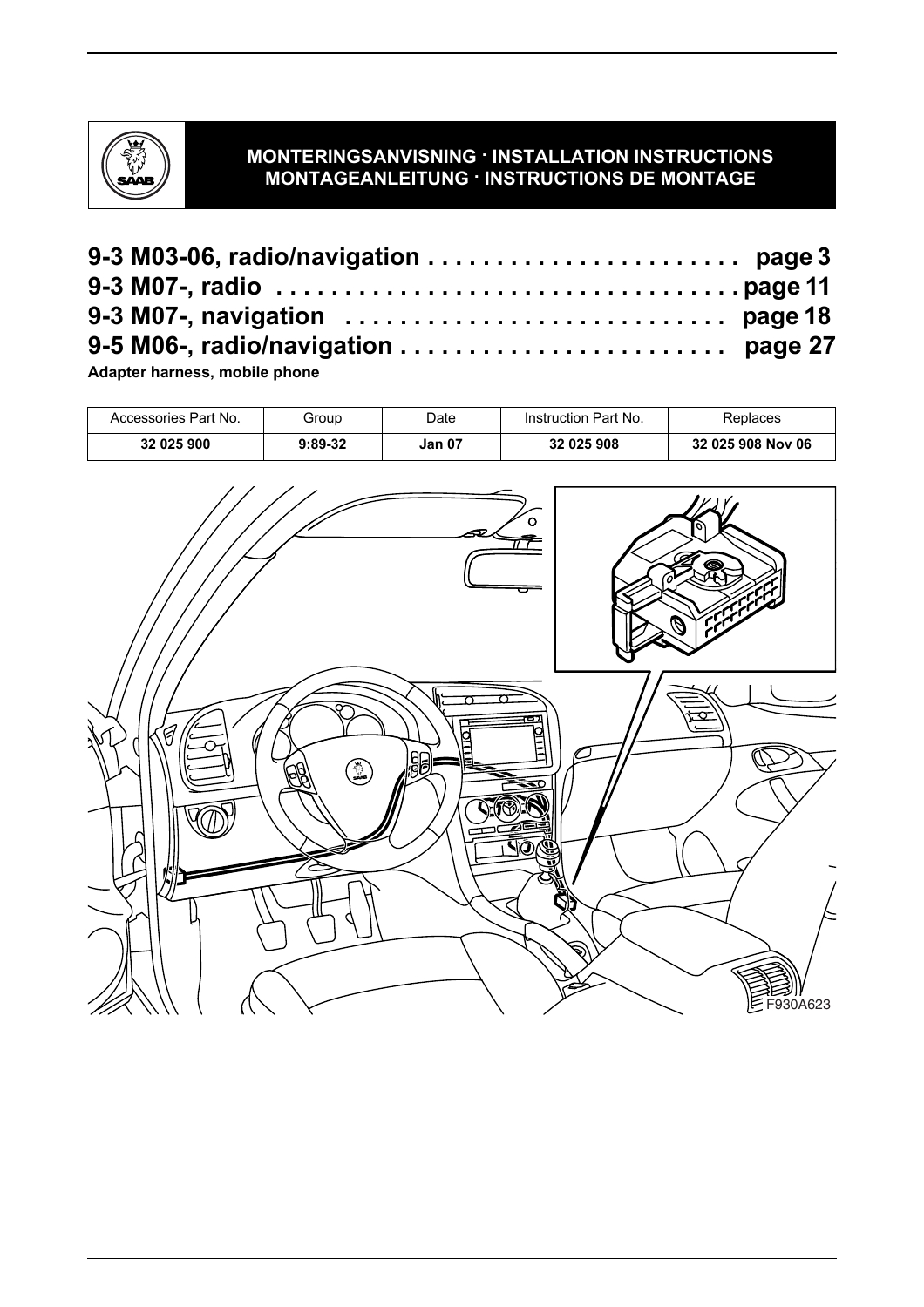**MONTERINGSANVISNING · INSTALLATION INSTRUCTIONS**
**MONTAGEANLEITUNG · INSTRUCTIONS DE MONTAGE**

# 9-3 M03-06, radio/navigation . . . . . . . . . . . . . . . . . . . . . . page 3
# 9-3 M07-, radio . . . . . . . . . . . . . . . . . . . . . . . . . . . . . . . . . . . page 11
# 9-3 M07-, navigation . . . . . . . . . . . . . . . . . . . . . . . . . . . page 18
# 9-5 M06-, radio/navigation . . . . . . . . . . . . . . . . . . . . . . . . page 27

**Adapter harness, mobile phone**

| Accessories Part No. | Group | Date | Instruction Part No. | Replaces |
|---|---|---|---|---|
| **32 025 900** | **9:89-32** | **Jan 07** | **32 025 908** | **32 025 908 Nov 06** |

F930A623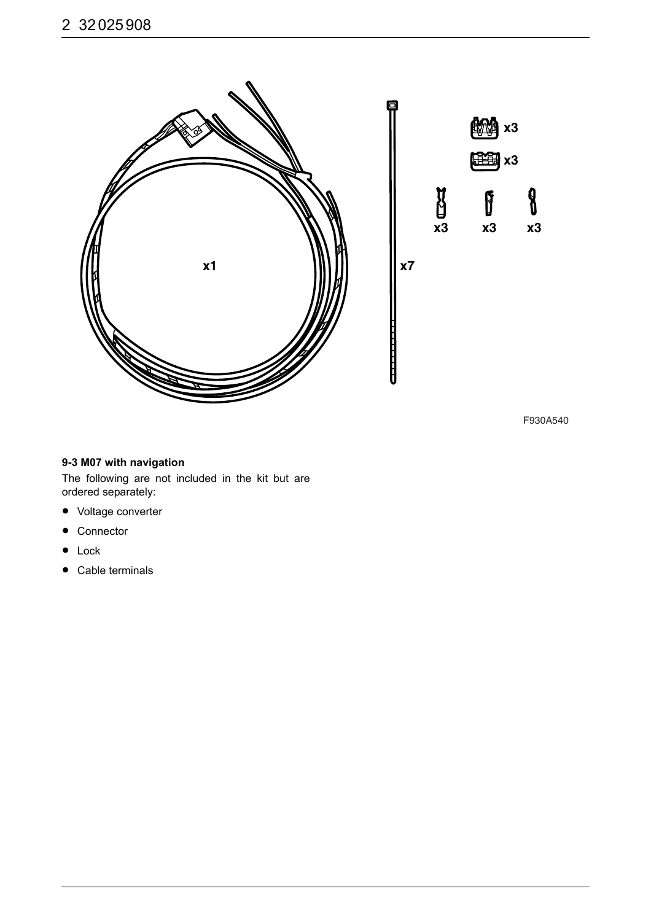x1

x7

x3

x3

x3 x3 x3

F930A540

**9-3 M07 with navigation**

The following are not included in the kit but are ordered separately:

- Voltage converter
- Connector
- Lock
- Cable terminals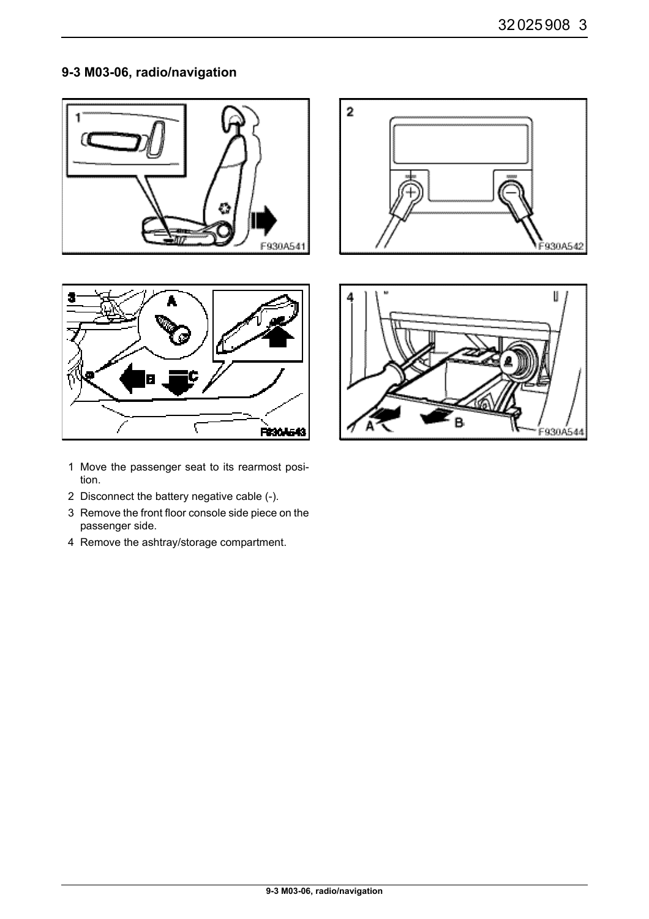## 9-3 M03-06, radio/navigation

1 Move the passenger seat to its rearmost position.

2 Disconnect the battery negative cable (-).

3 Remove the front floor console side piece on the passenger side.

4 Remove the ashtray/storage compartment.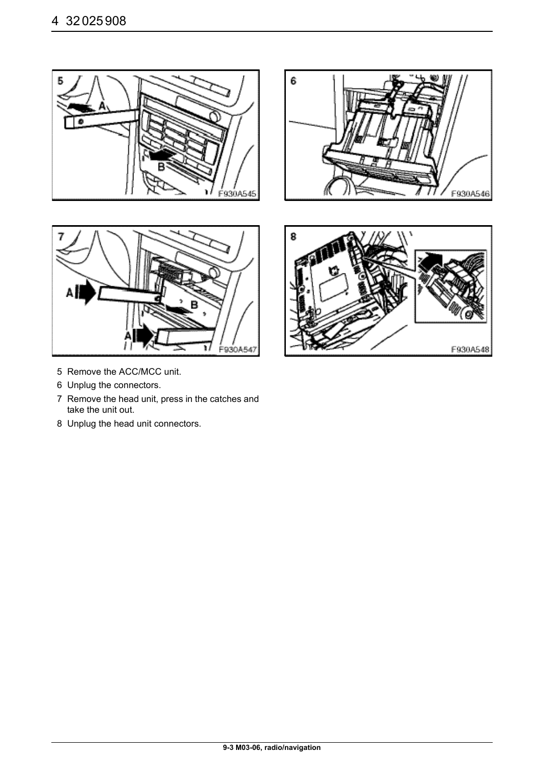5 Remove the ACC/MCC unit.

6 Unplug the connectors.

7 Remove the head unit, press in the catches and take the unit out.

8 Unplug the head unit connectors.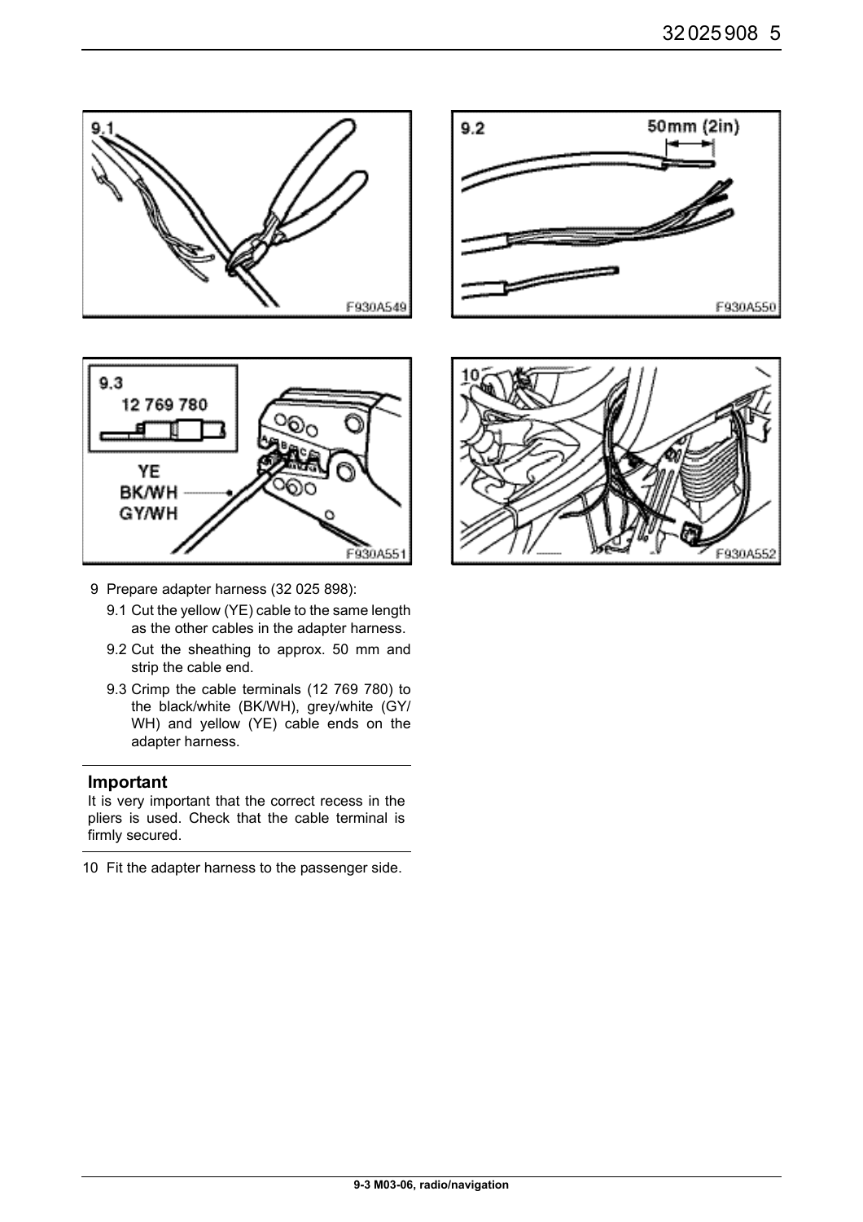9 Prepare adapter harness (32 025 898):

   9.1 Cut the yellow (YE) cable to the same length as the other cables in the adapter harness.

   9.2 Cut the sheathing to approx. 50 mm and strip the cable end.

   9.3 Crimp the cable terminals (12 769 780) to the black/white (BK/WH), grey/white (GY/WH) and yellow (YE) cable ends on the adapter harness.

---

**Important**

It is very important that the correct recess in the pliers is used. Check that the cable terminal is firmly secured.

---

10 Fit the adapter harness to the passenger side.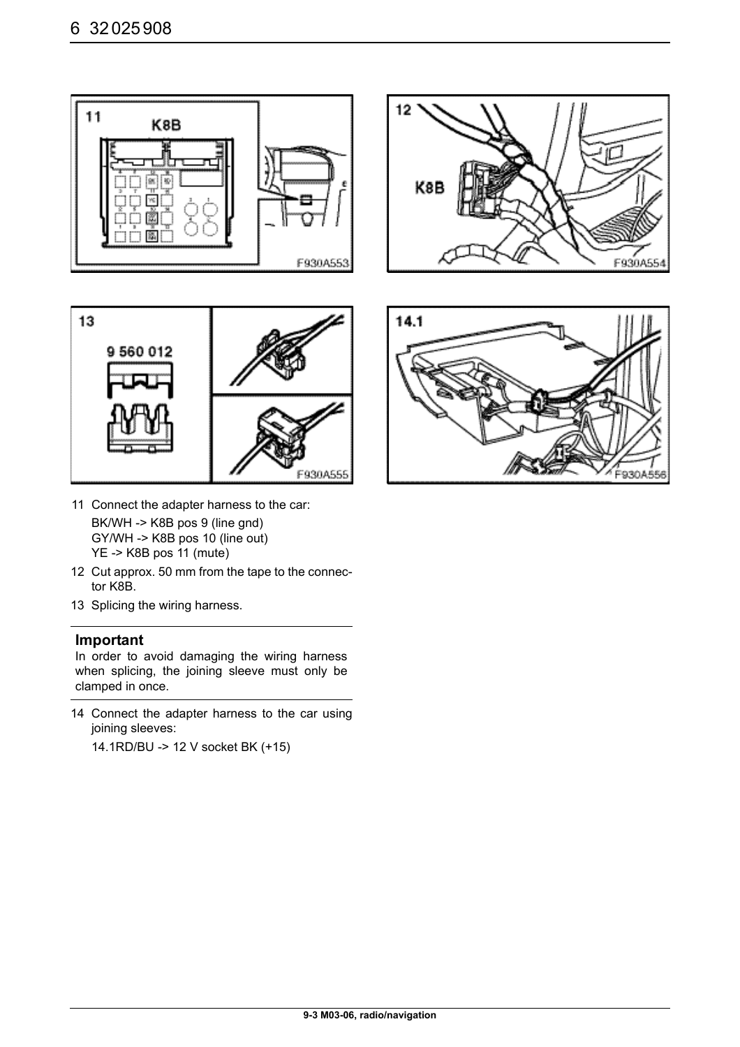11 Connect the adapter harness to the car:

   BK/WH -> K8B pos 9 (line gnd)
   GY/WH -> K8B pos 10 (line out)
   YE -> K8B pos 11 (mute)

12 Cut approx. 50 mm from the tape to the connector K8B.

13 Splicing the wiring harness.

---

**Important**

In order to avoid damaging the wiring harness when splicing, the joining sleeve must only be clamped in once.

---

14 Connect the adapter harness to the car using joining sleeves:

   14.1RD/BU -> 12 V socket BK (+15)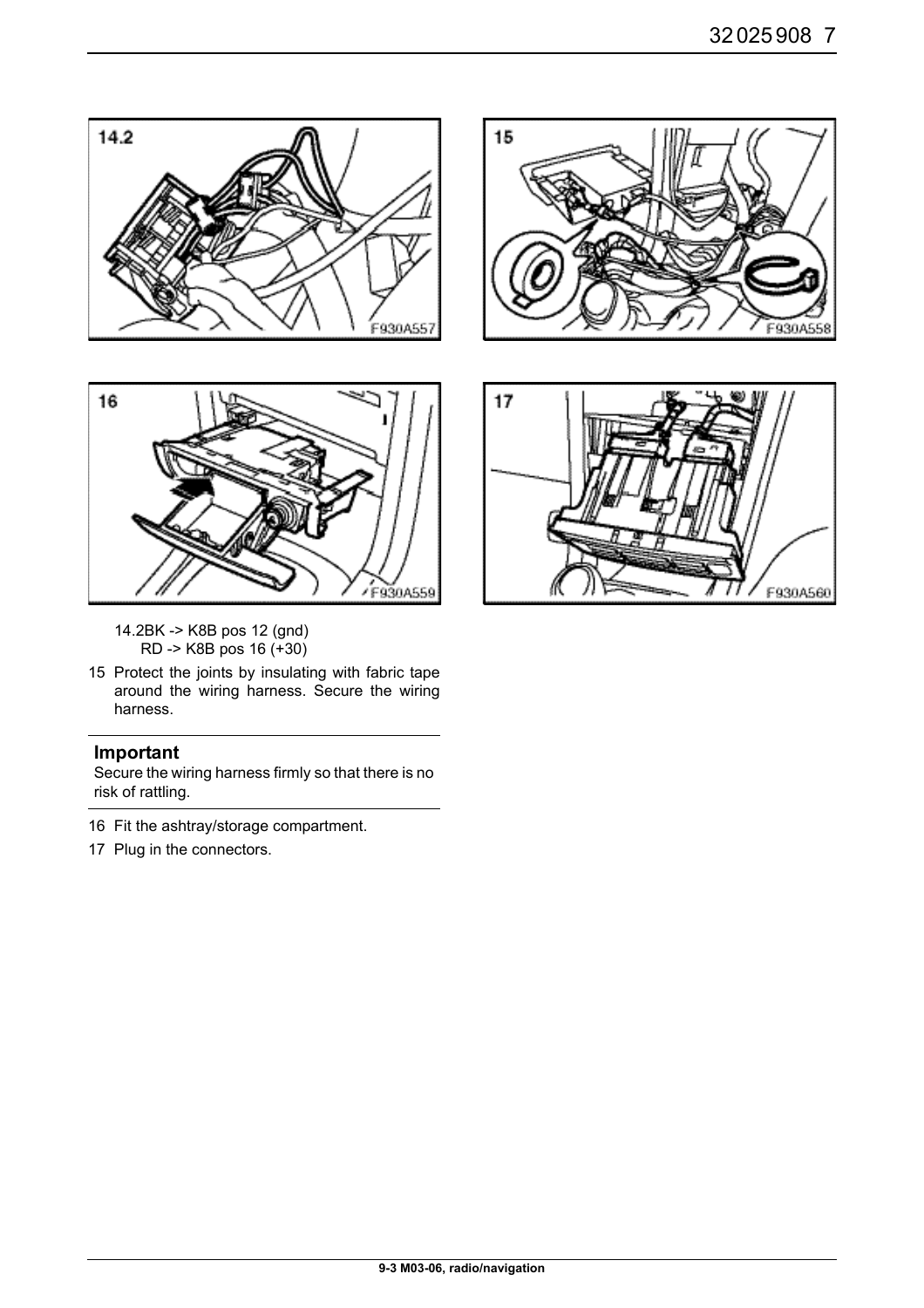14.2BK -> K8B pos 12 (gnd)
RD -> K8B pos 16 (+30)

15 Protect the joints by insulating with fabric tape around the wiring harness. Secure the wiring harness.

**Important**

Secure the wiring harness firmly so that there is no risk of rattling.

16 Fit the ashtray/storage compartment.

17 Plug in the connectors.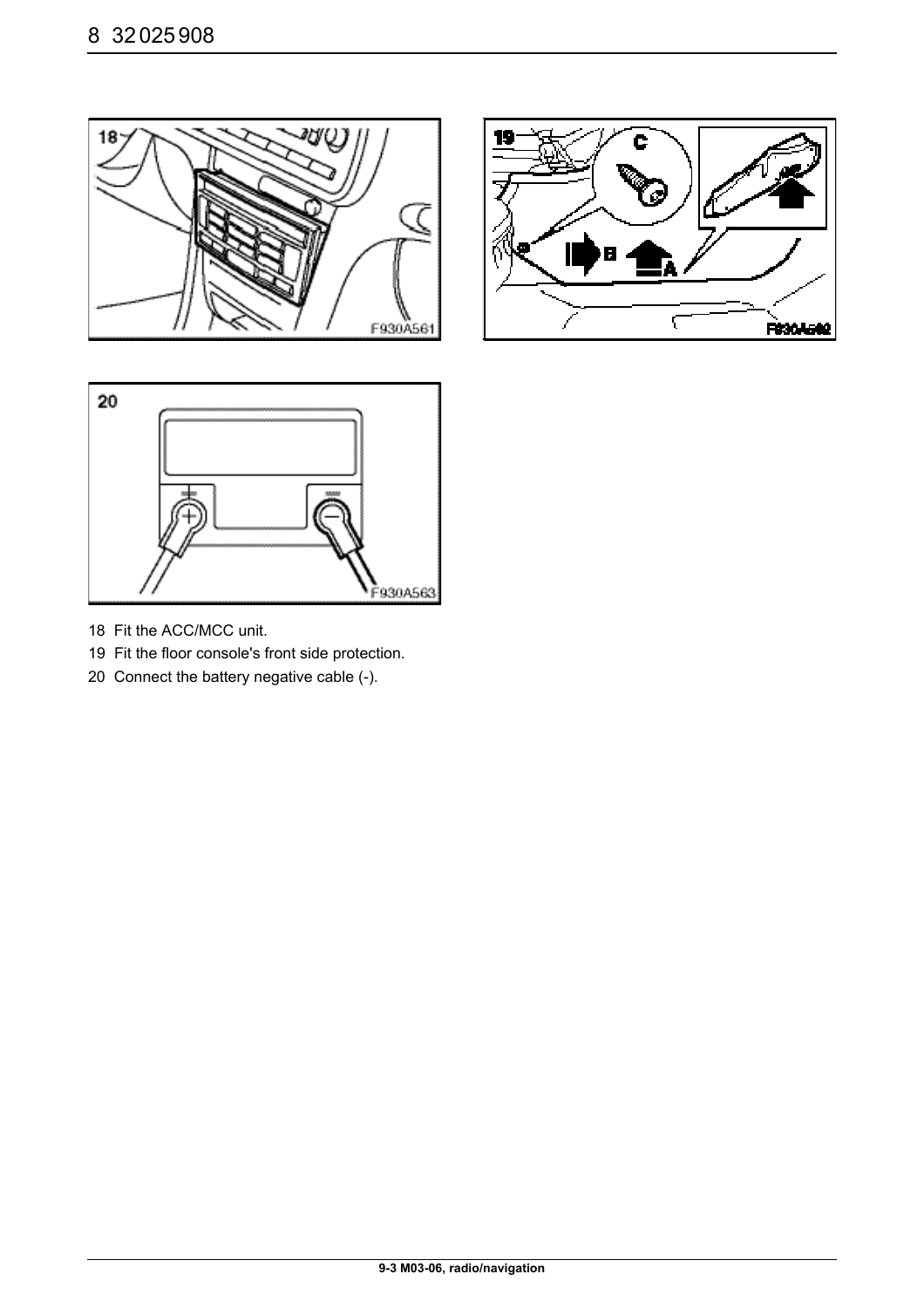18 Fit the ACC/MCC unit.

19 Fit the floor console's front side protection.

20 Connect the battery negative cable (-).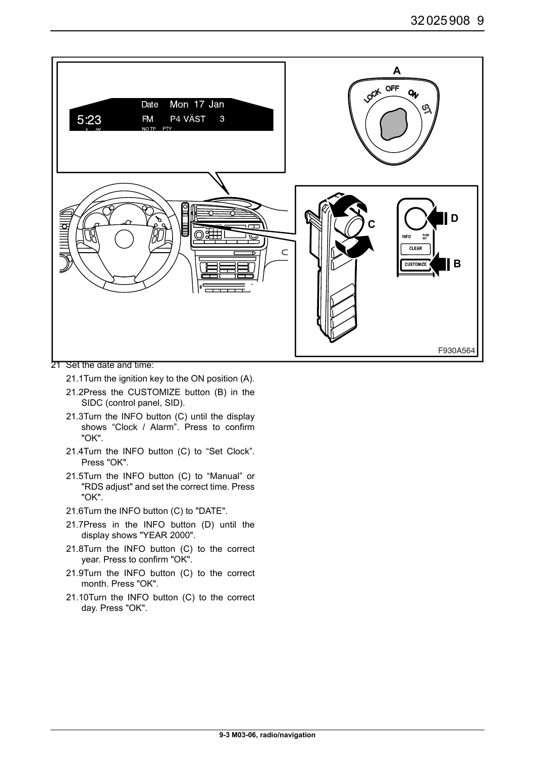21 Set the date and time:

21.1 Turn the ignition key to the ON position (A).

21.2 Press the CUSTOMIZE button (B) in the SIDC (control panel, SID).

21.3 Turn the INFO button (C) until the display shows “Clock / Alarm”. Press to confirm "OK".

21.4 Turn the INFO button (C) to “Set Clock”. Press "OK".

21.5 Turn the INFO button (C) to “Manual” or "RDS adjust" and set the correct time. Press "OK".

21.6 Turn the INFO button (C) to "DATE".

21.7 Press in the INFO button (D) until the display shows "YEAR 2000".

21.8 Turn the INFO button (C) to the correct year. Press to confirm "OK".

21.9 Turn the INFO button (C) to the correct month. Press "OK".

21.10 Turn the INFO button (C) to the correct day. Press "OK".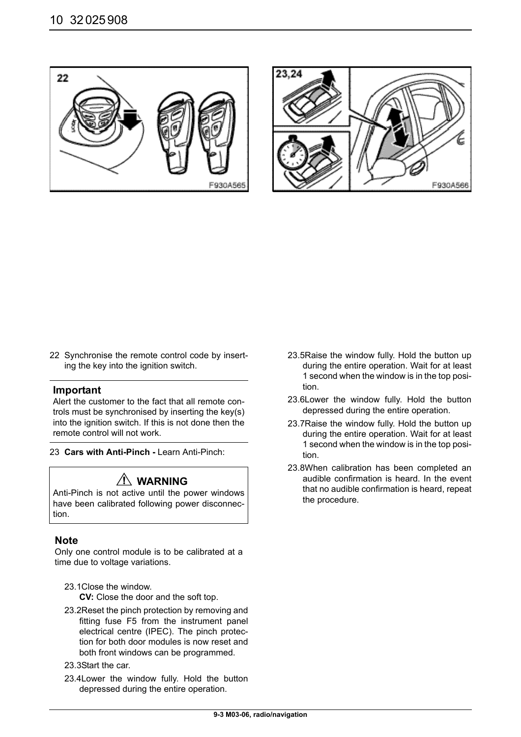22 Synchronise the remote control code by inserting the key into the ignition switch.

**Important**

Alert the customer to the fact that all remote controls must be synchronised by inserting the key(s) into the ignition switch. If this is not done then the remote control will not work.

23 **Cars with Anti-Pinch -** Learn Anti-Pinch:

**⚠ WARNING**

Anti-Pinch is not active until the power windows have been calibrated following power disconnection.

**Note**

Only one control module is to be calibrated at a time due to voltage variations.

23.1 Close the window.
**CV:** Close the door and the soft top.

23.2 Reset the pinch protection by removing and fitting fuse F5 from the instrument panel electrical centre (IPEC). The pinch protection for both door modules is now reset and both front windows can be programmed.

23.3 Start the car.

23.4 Lower the window fully. Hold the button depressed during the entire operation.

23.5 Raise the window fully. Hold the button up during the entire operation. Wait for at least 1 second when the window is in the top position.

23.6 Lower the window fully. Hold the button depressed during the entire operation.

23.7 Raise the window fully. Hold the button up during the entire operation. Wait for at least 1 second when the window is in the top position.

23.8 When calibration has been completed an audible confirmation is heard. In the event that no audible confirmation is heard, repeat the procedure.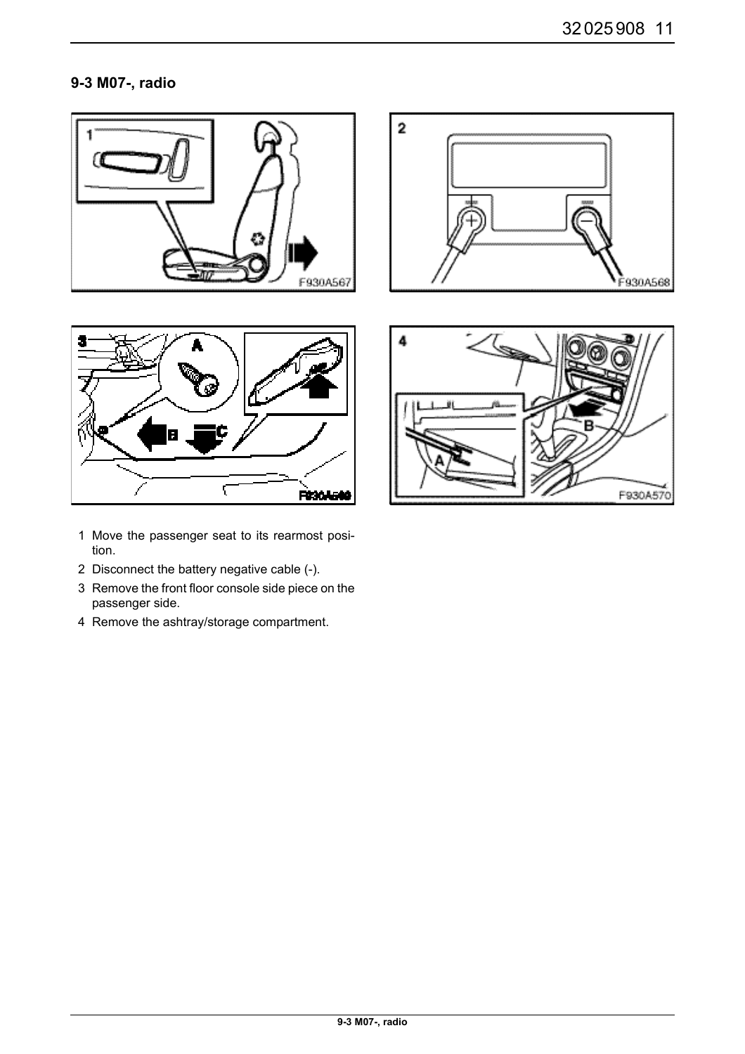## 9-3 M07-, radio

1 Move the passenger seat to its rearmost position.
2 Disconnect the battery negative cable (-).
3 Remove the front floor console side piece on the passenger side.
4 Remove the ashtray/storage compartment.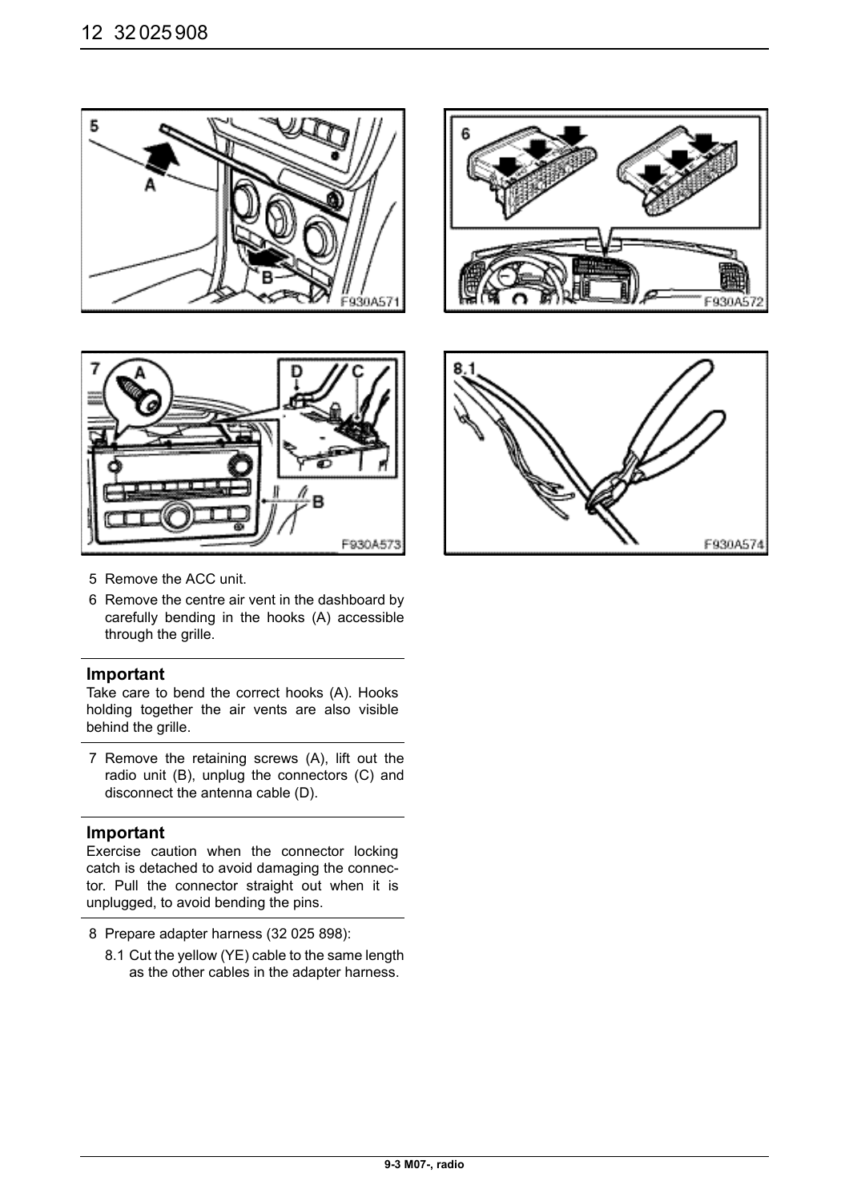5 Remove the ACC unit.

6 Remove the centre air vent in the dashboard by carefully bending in the hooks (A) accessible through the grille.

**Important**

Take care to bend the correct hooks (A). Hooks holding together the air vents are also visible behind the grille.

7 Remove the retaining screws (A), lift out the radio unit (B), unplug the connectors (C) and disconnect the antenna cable (D).

**Important**

Exercise caution when the connector locking catch is detached to avoid damaging the connector. Pull the connector straight out when it is unplugged, to avoid bending the pins.

8 Prepare adapter harness (32 025 898):

8.1 Cut the yellow (YE) cable to the same length as the other cables in the adapter harness.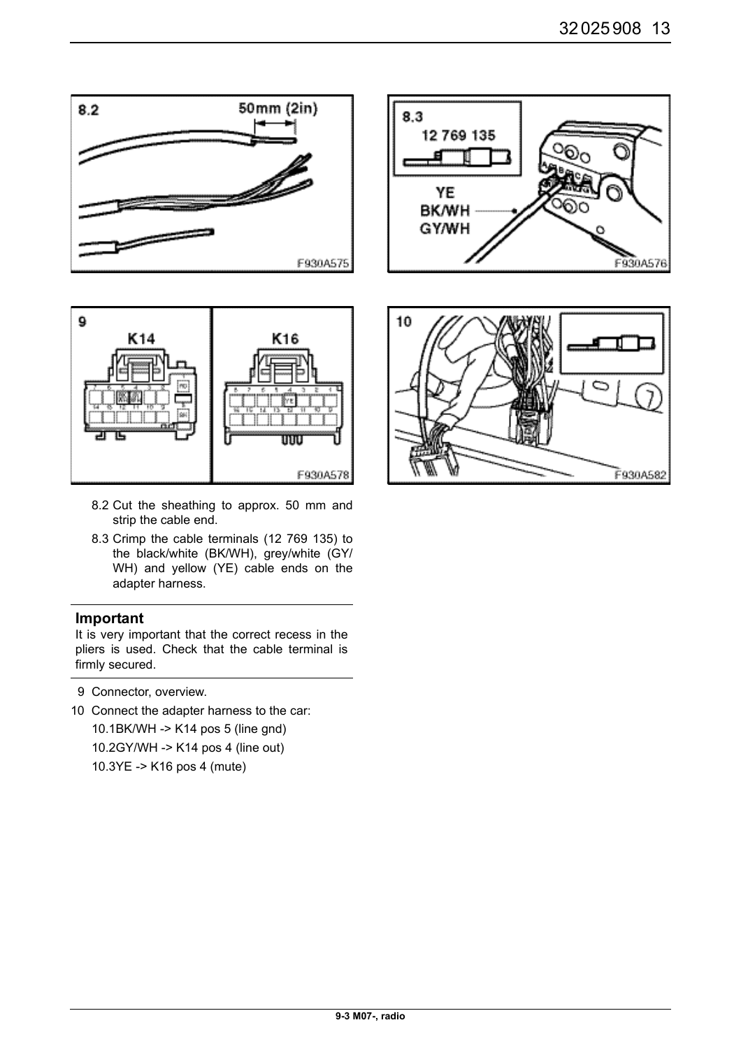8.2 Cut the sheathing to approx. 50 mm and strip the cable end.

8.3 Crimp the cable terminals (12 769 135) to the black/white (BK/WH), grey/white (GY/WH) and yellow (YE) cable ends on the adapter harness.

**Important**

It is very important that the correct recess in the pliers is used. Check that the cable terminal is firmly secured.

9 Connector, overview.

10 Connect the adapter harness to the car:

10.1 BK/WH -> K14 pos 5 (line gnd)

10.2 GY/WH -> K14 pos 4 (line out)

10.3 YE -> K16 pos 4 (mute)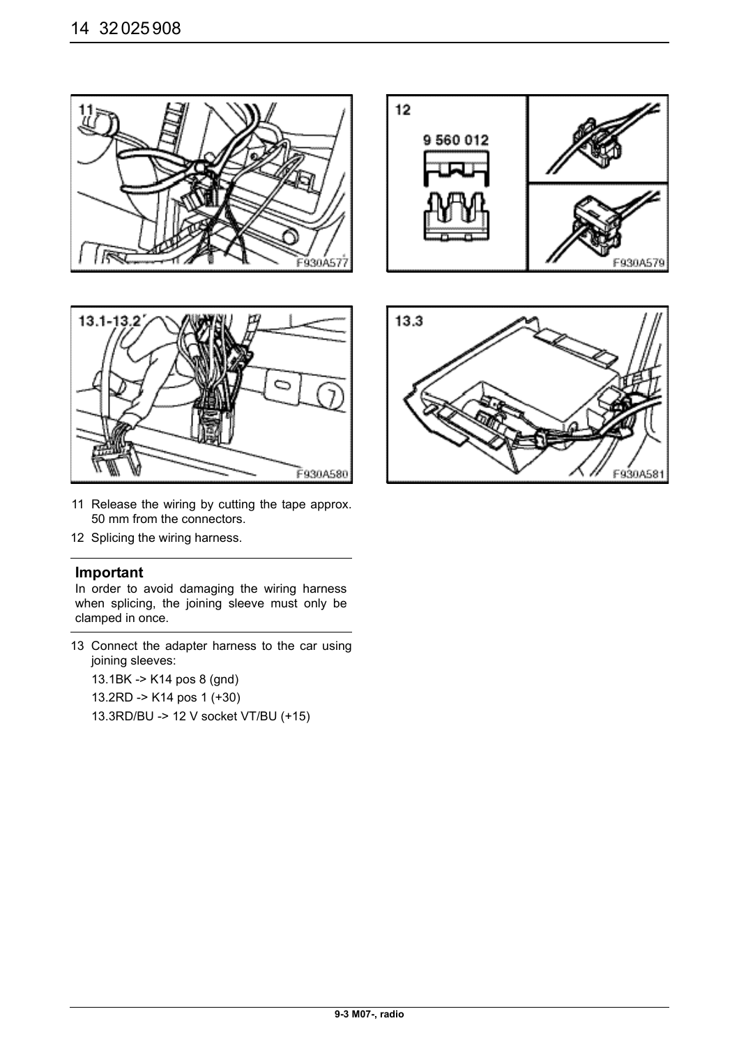11 Release the wiring by cutting the tape approx. 50 mm from the connectors.

12 Splicing the wiring harness.

**Important**

In order to avoid damaging the wiring harness when splicing, the joining sleeve must only be clamped in once.

13 Connect the adapter harness to the car using joining sleeves:

13.1BK -> K14 pos 8 (gnd)

13.2RD -> K14 pos 1 (+30)

13.3RD/BU -> 12 V socket VT/BU (+15)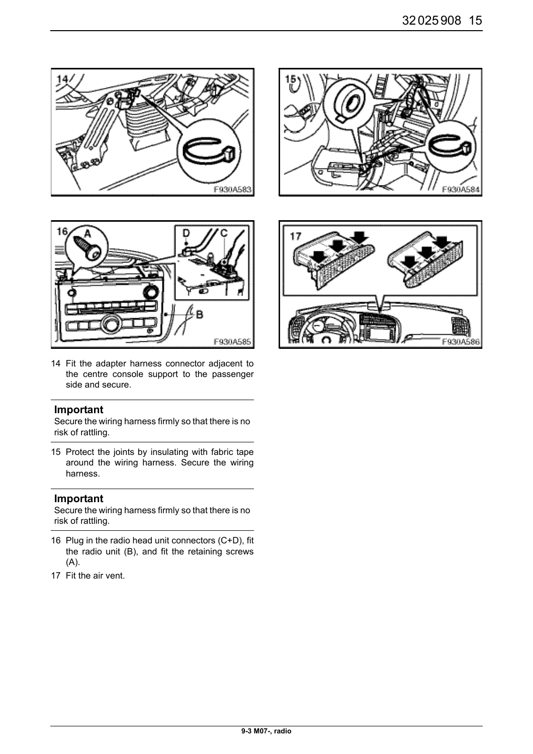14 Fit the adapter harness connector adjacent to the centre console support to the passenger side and secure.

**Important**

Secure the wiring harness firmly so that there is no risk of rattling.

15 Protect the joints by insulating with fabric tape around the wiring harness. Secure the wiring harness.

**Important**

Secure the wiring harness firmly so that there is no risk of rattling.

16 Plug in the radio head unit connectors (C+D), fit the radio unit (B), and fit the retaining screws (A).

17 Fit the air vent.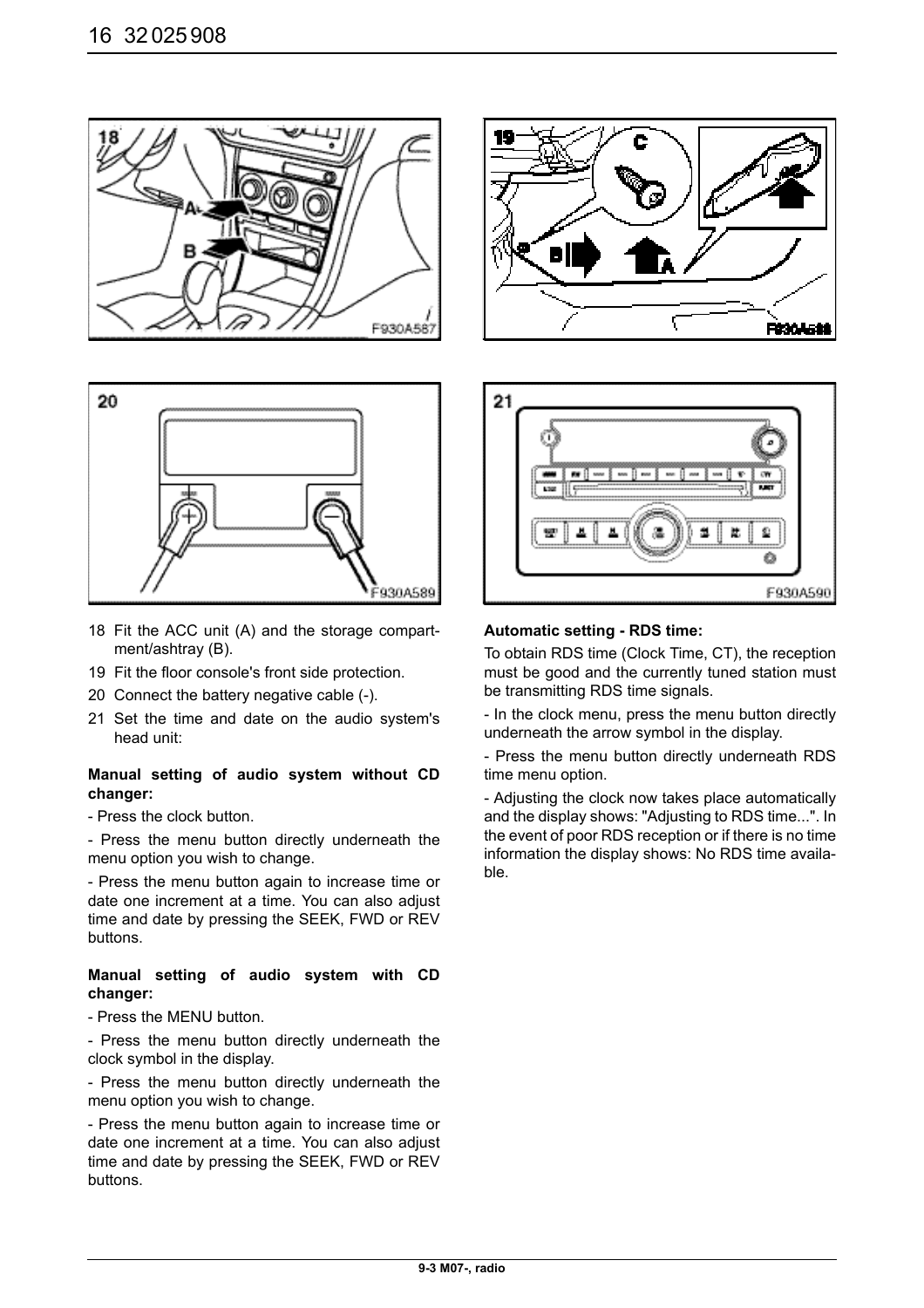18 Fit the ACC unit (A) and the storage compartment/ashtray (B).

19 Fit the floor console's front side protection.

20 Connect the battery negative cable (-).

21 Set the time and date on the audio system's head unit:

**Manual setting of audio system without CD changer:**

- Press the clock button.

- Press the menu button directly underneath the menu option you wish to change.

- Press the menu button again to increase time or date one increment at a time. You can also adjust time and date by pressing the SEEK, FWD or REV buttons.

**Manual setting of audio system with CD changer:**

- Press the MENU button.

- Press the menu button directly underneath the clock symbol in the display.

- Press the menu button directly underneath the menu option you wish to change.

- Press the menu button again to increase time or date one increment at a time. You can also adjust time and date by pressing the SEEK, FWD or REV buttons.

**Automatic setting - RDS time:**

To obtain RDS time (Clock Time, CT), the reception must be good and the currently tuned station must be transmitting RDS time signals.

- In the clock menu, press the menu button directly underneath the arrow symbol in the display.

- Press the menu button directly underneath RDS time menu option.

- Adjusting the clock now takes place automatically and the display shows: "Adjusting to RDS time...". In the event of poor RDS reception or if there is no time information the display shows: No RDS time available.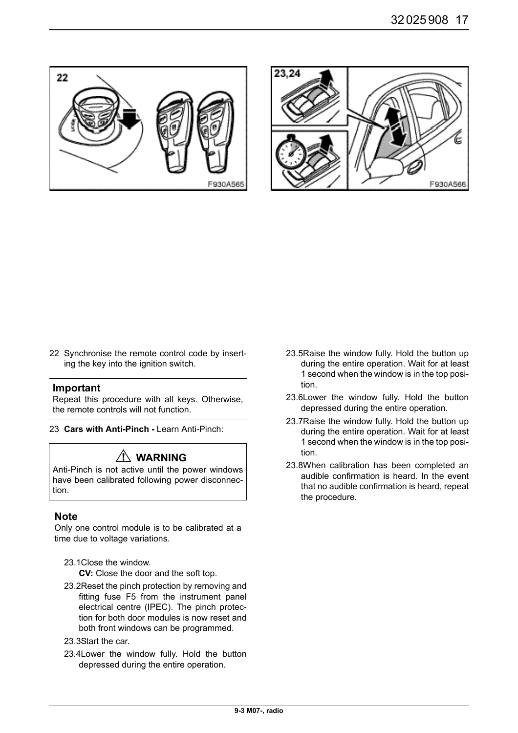22 Synchronise the remote control code by inserting the key into the ignition switch.

**Important**

Repeat this procedure with all keys. Otherwise, the remote controls will not function.

23 **Cars with Anti-Pinch -** Learn Anti-Pinch:

**⚠ WARNING**

Anti-Pinch is not active until the power windows have been calibrated following power disconnection.

**Note**

Only one control module is to be calibrated at a time due to voltage variations.

23.1 Close the window.
**CV:** Close the door and the soft top.

23.2 Reset the pinch protection by removing and fitting fuse F5 from the instrument panel electrical centre (IPEC). The pinch protection for both door modules is now reset and both front windows can be programmed.

23.3 Start the car.

23.4 Lower the window fully. Hold the button depressed during the entire operation.

23.5 Raise the window fully. Hold the button up during the entire operation. Wait for at least 1 second when the window is in the top position.

23.6 Lower the window fully. Hold the button depressed during the entire operation.

23.7 Raise the window fully. Hold the button up during the entire operation. Wait for at least 1 second when the window is in the top position.

23.8 When calibration has been completed an audible confirmation is heard. In the event that no audible confirmation is heard, repeat the procedure.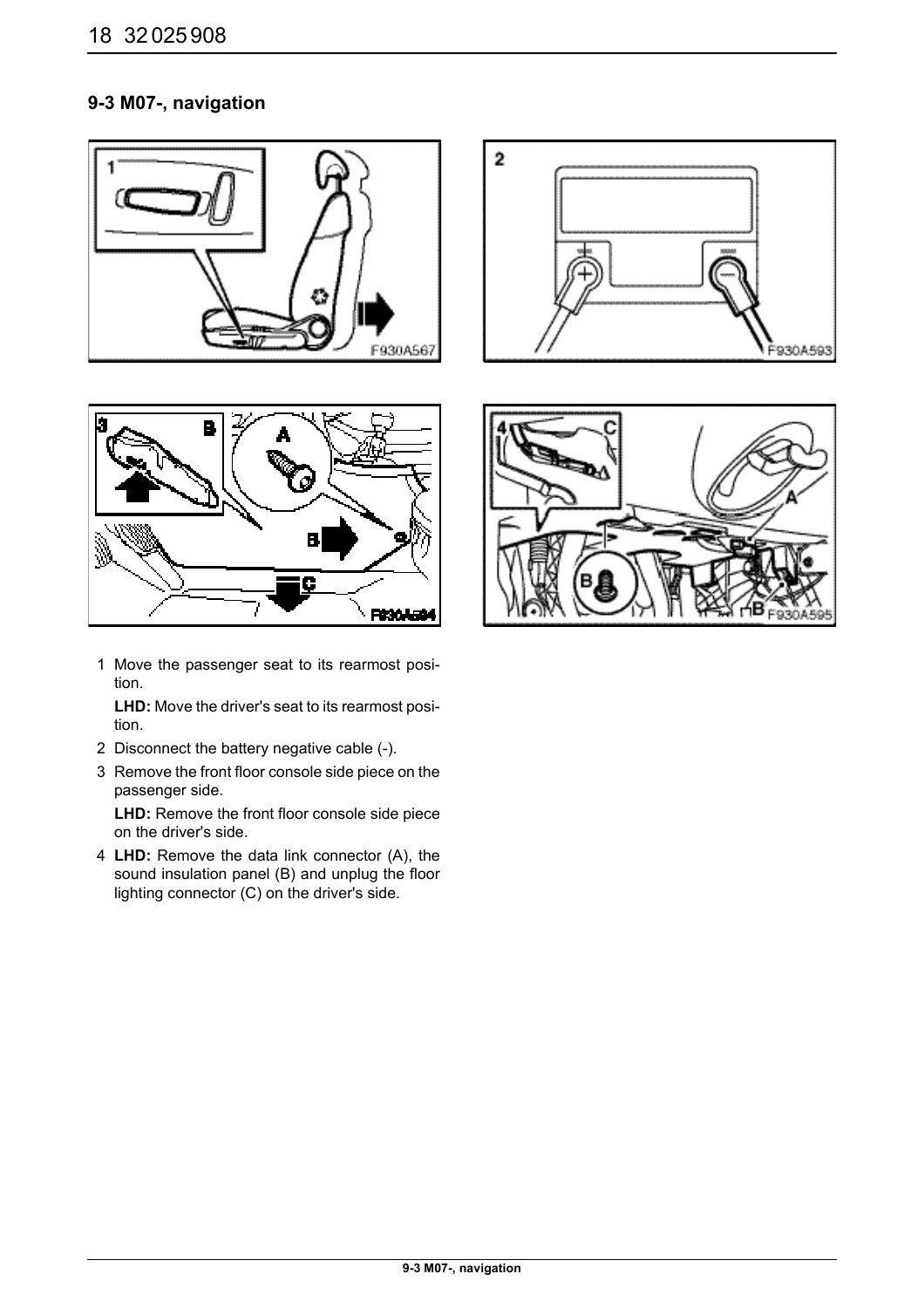## 9-3 M07-, navigation

1 Move the passenger seat to its rearmost position.

**LHD:** Move the driver's seat to its rearmost position.

2 Disconnect the battery negative cable (-).

3 Remove the front floor console side piece on the passenger side.

**LHD:** Remove the front floor console side piece on the driver's side.

4 **LHD:** Remove the data link connector (A), the sound insulation panel (B) and unplug the floor lighting connector (C) on the driver's side.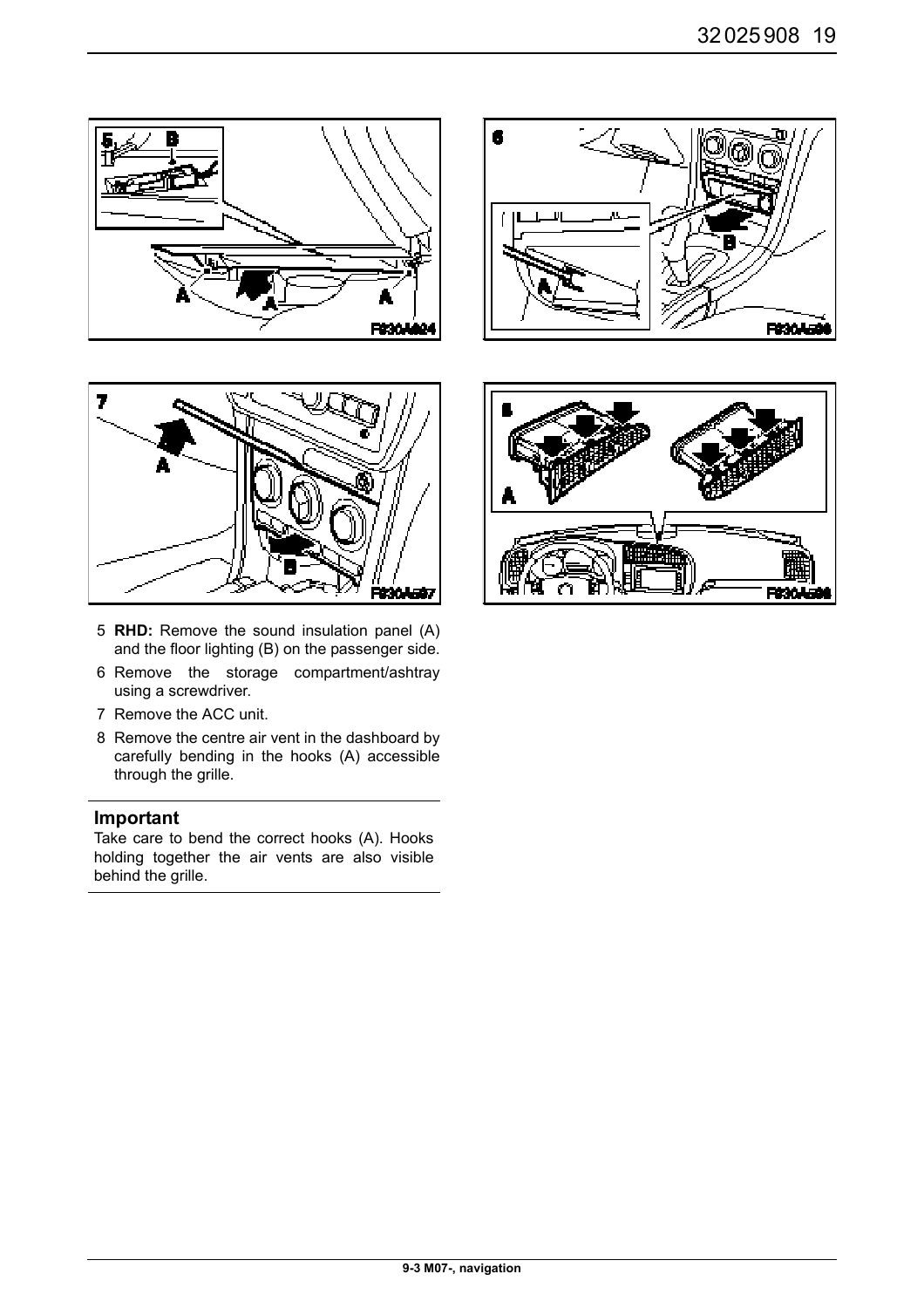5 **RHD:** Remove the sound insulation panel (A) and the floor lighting (B) on the passenger side.

6 Remove the storage compartment/ashtray using a screwdriver.

7 Remove the ACC unit.

8 Remove the centre air vent in the dashboard by carefully bending in the hooks (A) accessible through the grille.

### Important

Take care to bend the correct hooks (A). Hooks holding together the air vents are also visible behind the grille.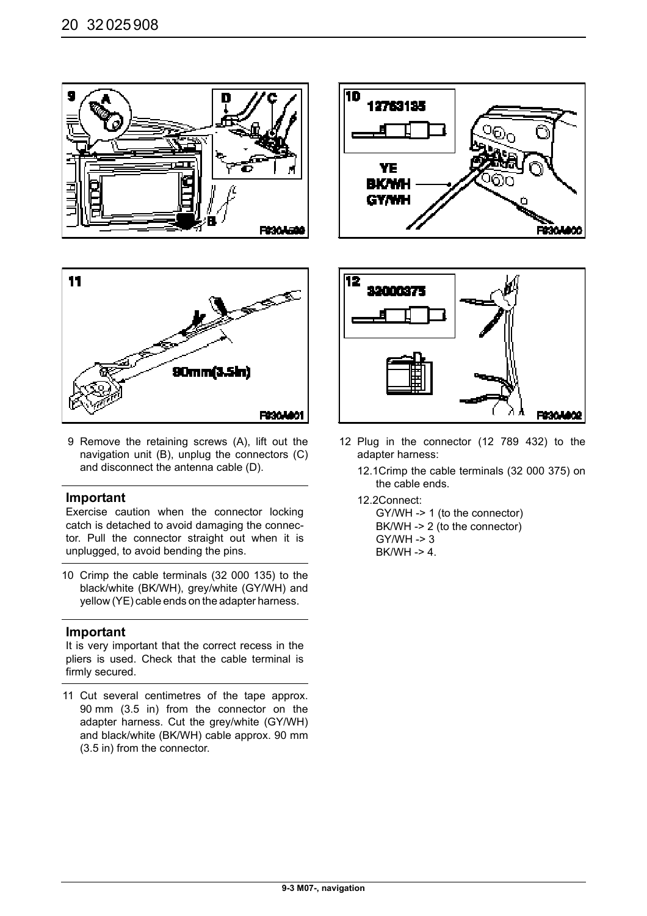9 Remove the retaining screws (A), lift out the navigation unit (B), unplug the connectors (C) and disconnect the antenna cable (D).

### Important

Exercise caution when the connector locking catch is detached to avoid damaging the connector. Pull the connector straight out when it is unplugged, to avoid bending the pins.

10 Crimp the cable terminals (32 000 135) to the black/white (BK/WH), grey/white (GY/WH) and yellow (YE) cable ends on the adapter harness.

### Important

It is very important that the correct recess in the pliers is used. Check that the cable terminal is firmly secured.

11 Cut several centimetres of the tape approx. 90 mm (3.5 in) from the connector on the adapter harness. Cut the grey/white (GY/WH) and black/white (BK/WH) cable approx. 90 mm (3.5 in) from the connector.

12 Plug in the connector (12 789 432) to the adapter harness:

12.1 Crimp the cable terminals (32 000 375) on the cable ends.

12.2 Connect:
GY/WH -> 1 (to the connector)
BK/WH -> 2 (to the connector)
GY/WH -> 3
BK/WH -> 4.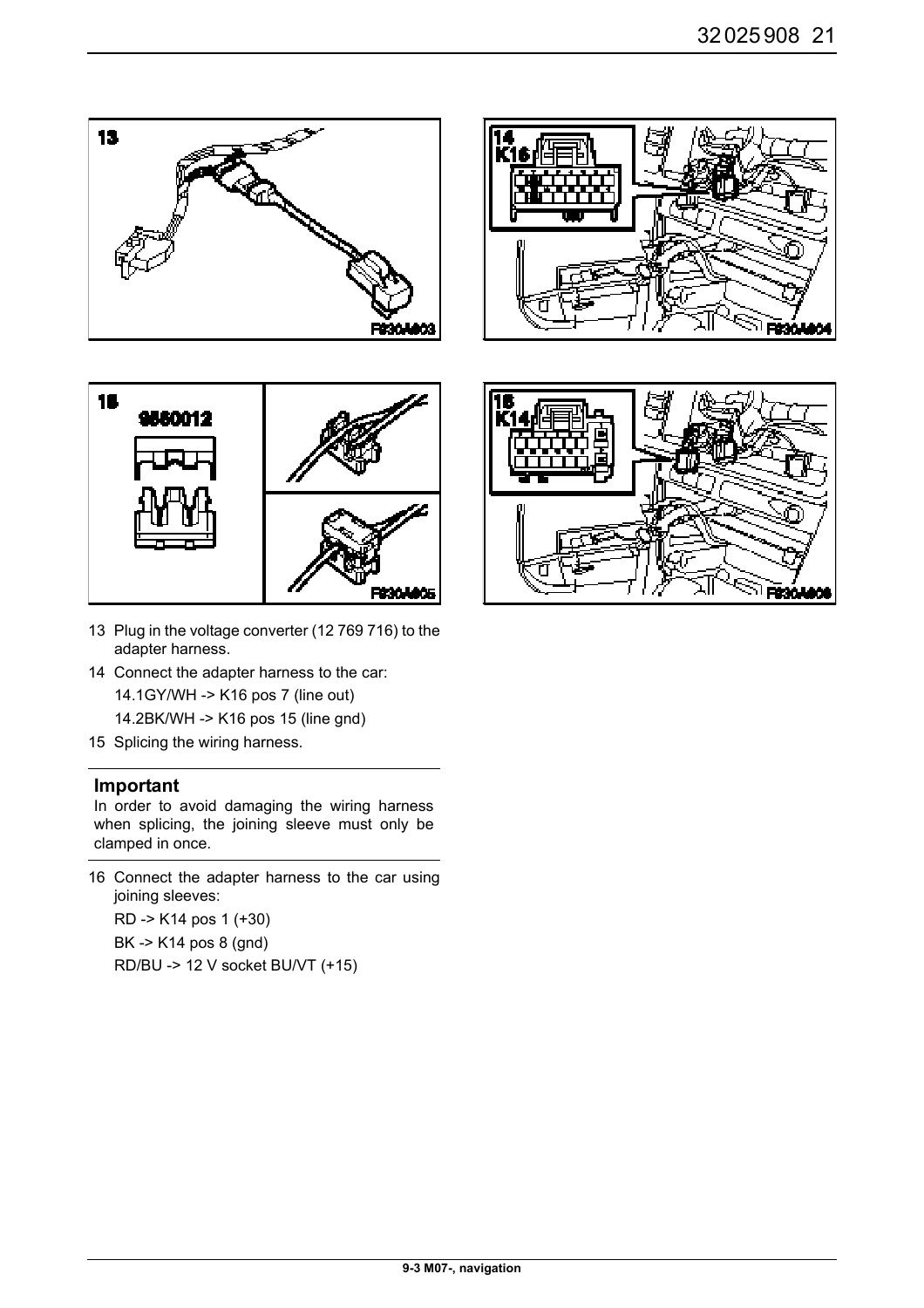13 Plug in the voltage converter (12 769 716) to the adapter harness.

14 Connect the adapter harness to the car:

   14.1GY/WH -> K16 pos 7 (line out)

   14.2BK/WH -> K16 pos 15 (line gnd)

15 Splicing the wiring harness.

**Important**

In order to avoid damaging the wiring harness when splicing, the joining sleeve must only be clamped in once.

16 Connect the adapter harness to the car using joining sleeves:

   RD -> K14 pos 1 (+30)

   BK -> K14 pos 8 (gnd)

   RD/BU -> 12 V socket BU/VT (+15)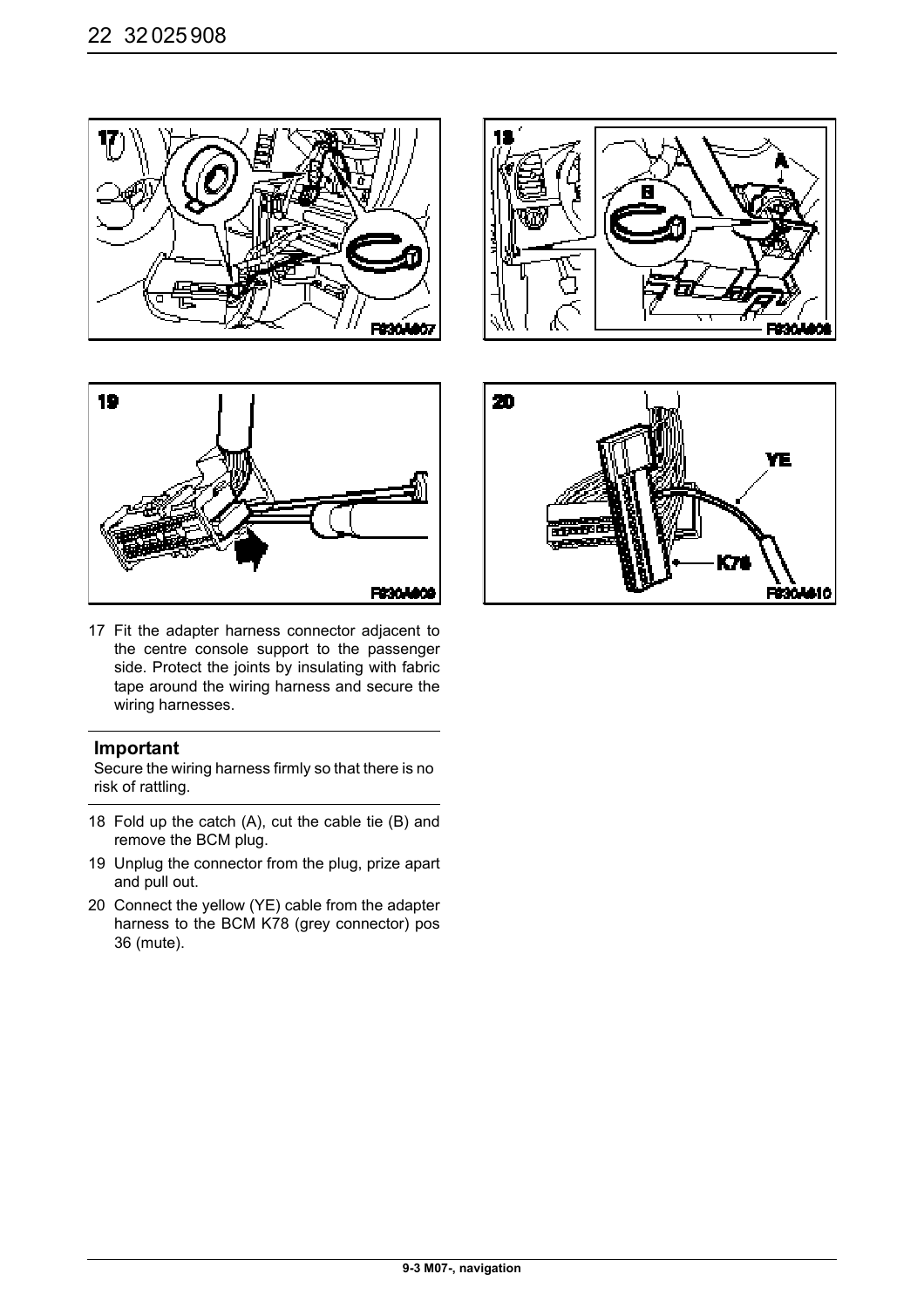17 Fit the adapter harness connector adjacent to the centre console support to the passenger side. Protect the joints by insulating with fabric tape around the wiring harness and secure the wiring harnesses.

**Important**

Secure the wiring harness firmly so that there is no risk of rattling.

18 Fold up the catch (A), cut the cable tie (B) and remove the BCM plug.

19 Unplug the connector from the plug, prize apart and pull out.

20 Connect the yellow (YE) cable from the adapter harness to the BCM K78 (grey connector) pos 36 (mute).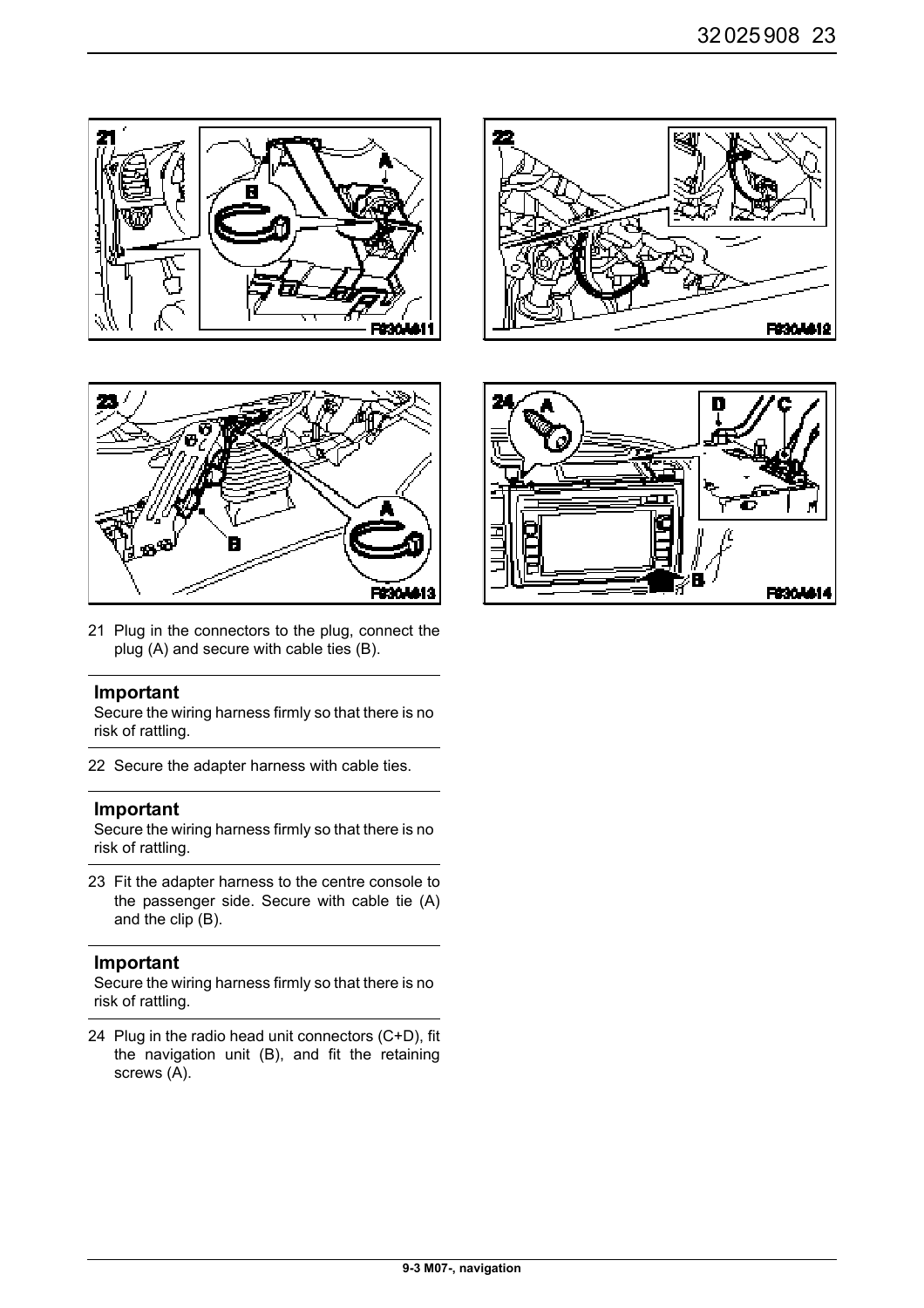21 Plug in the connectors to the plug, connect the plug (A) and secure with cable ties (B).

**Important**

Secure the wiring harness firmly so that there is no risk of rattling.

22 Secure the adapter harness with cable ties.

**Important**

Secure the wiring harness firmly so that there is no risk of rattling.

23 Fit the adapter harness to the centre console to the passenger side. Secure with cable tie (A) and the clip (B).

**Important**

Secure the wiring harness firmly so that there is no risk of rattling.

24 Plug in the radio head unit connectors (C+D), fit the navigation unit (B), and fit the retaining screws (A).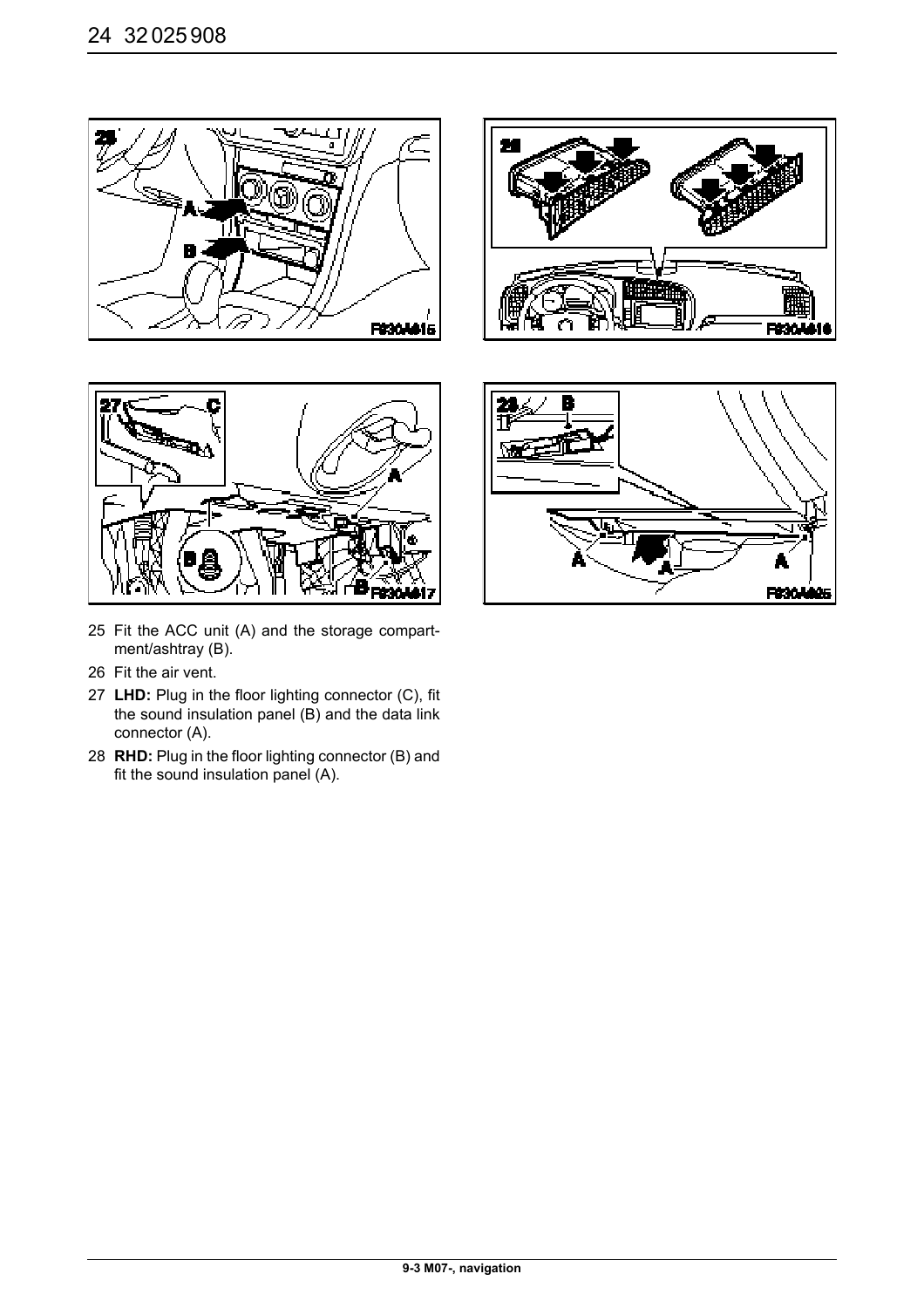25 Fit the ACC unit (A) and the storage compartment/ashtray (B).

26 Fit the air vent.

27 **LHD:** Plug in the floor lighting connector (C), fit the sound insulation panel (B) and the data link connector (A).

28 **RHD:** Plug in the floor lighting connector (B) and fit the sound insulation panel (A).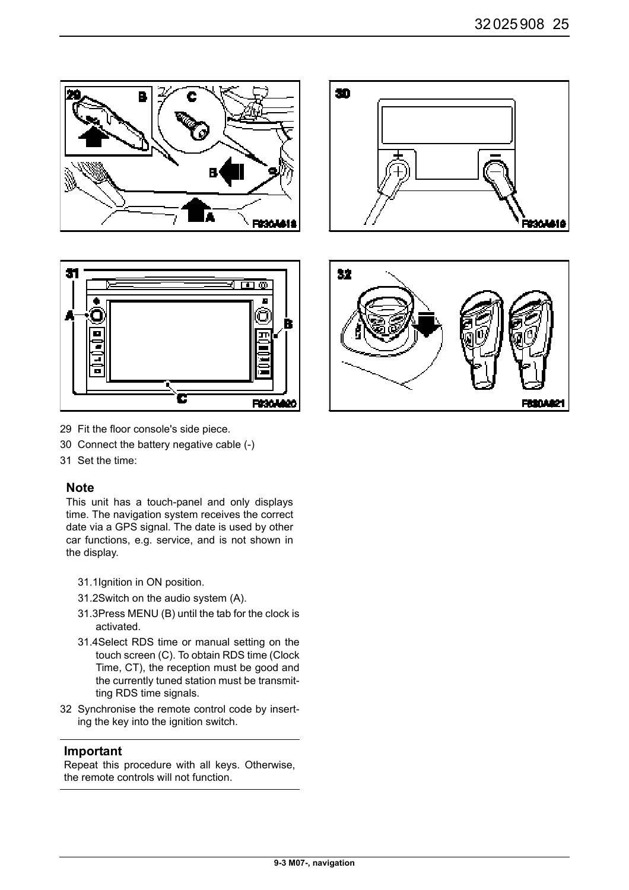29 Fit the floor console's side piece.

30 Connect the battery negative cable (-)

31 Set the time:

## Note

This unit has a touch-panel and only displays time. The navigation system receives the correct date via a GPS signal. The date is used by other car functions, e.g. service, and is not shown in the display.

- 31.1 Ignition in ON position.
- 31.2 Switch on the audio system (A).
- 31.3 Press MENU (B) until the tab for the clock is activated.
- 31.4 Select RDS time or manual setting on the touch screen (C). To obtain RDS time (Clock Time, CT), the reception must be good and the currently tuned station must be transmitting RDS time signals.

32 Synchronise the remote control code by inserting the key into the ignition switch.

## Important

Repeat this procedure with all keys. Otherwise, the remote controls will not function.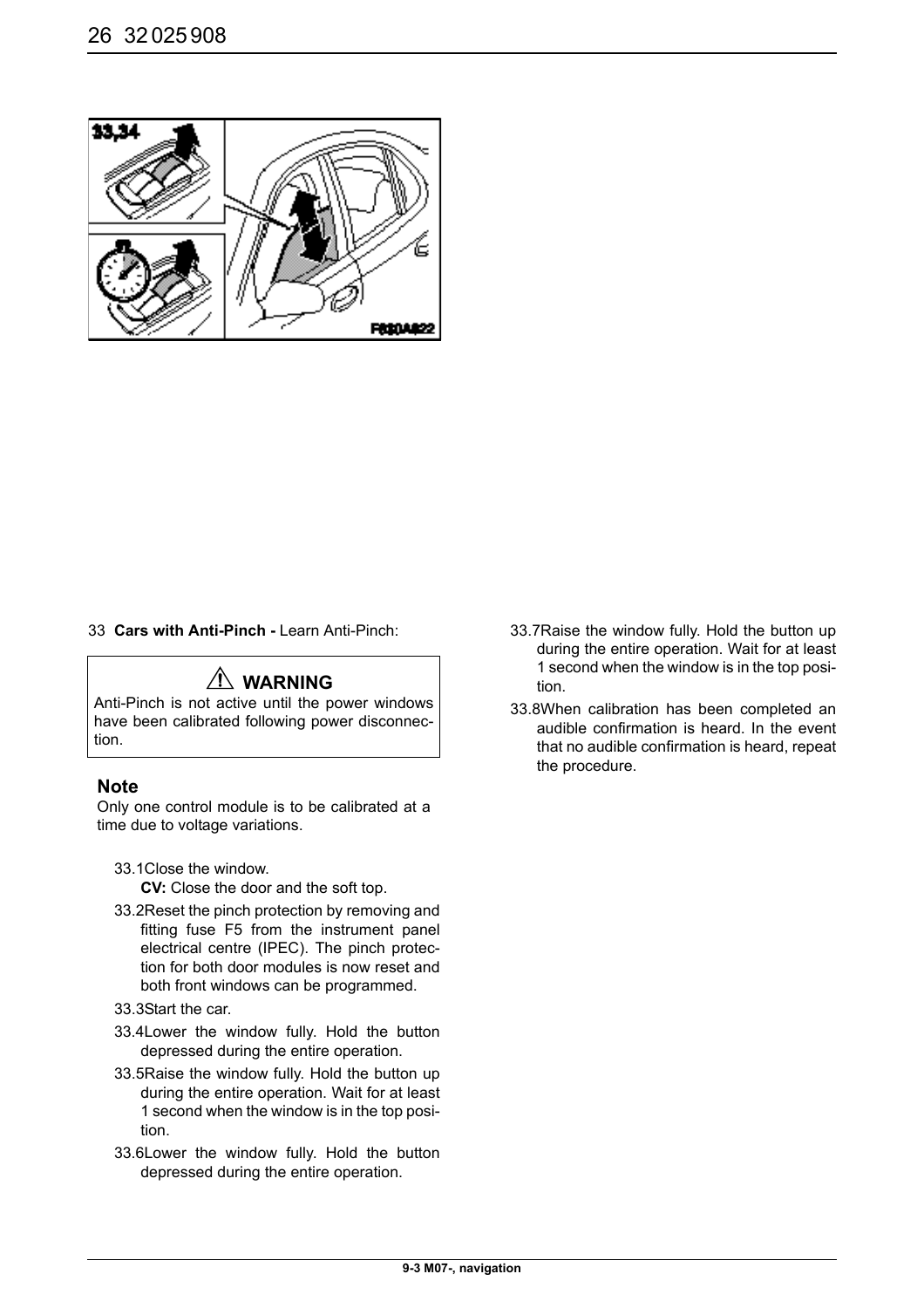33 **Cars with Anti-Pinch -** Learn Anti-Pinch:

> ⚠ **WARNING**
>
> Anti-Pinch is not active until the power windows have been calibrated following power disconnection.

**Note**

Only one control module is to be calibrated at a time due to voltage variations.

33.1 Close the window.
**CV:** Close the door and the soft top.

33.2 Reset the pinch protection by removing and fitting fuse F5 from the instrument panel electrical centre (IPEC). The pinch protection for both door modules is now reset and both front windows can be programmed.

33.3 Start the car.

33.4 Lower the window fully. Hold the button depressed during the entire operation.

33.5 Raise the window fully. Hold the button up during the entire operation. Wait for at least 1 second when the window is in the top position.

33.6 Lower the window fully. Hold the button depressed during the entire operation.

33.7 Raise the window fully. Hold the button up during the entire operation. Wait for at least 1 second when the window is in the top position.

33.8 When calibration has been completed an audible confirmation is heard. In the event that no audible confirmation is heard, repeat the procedure.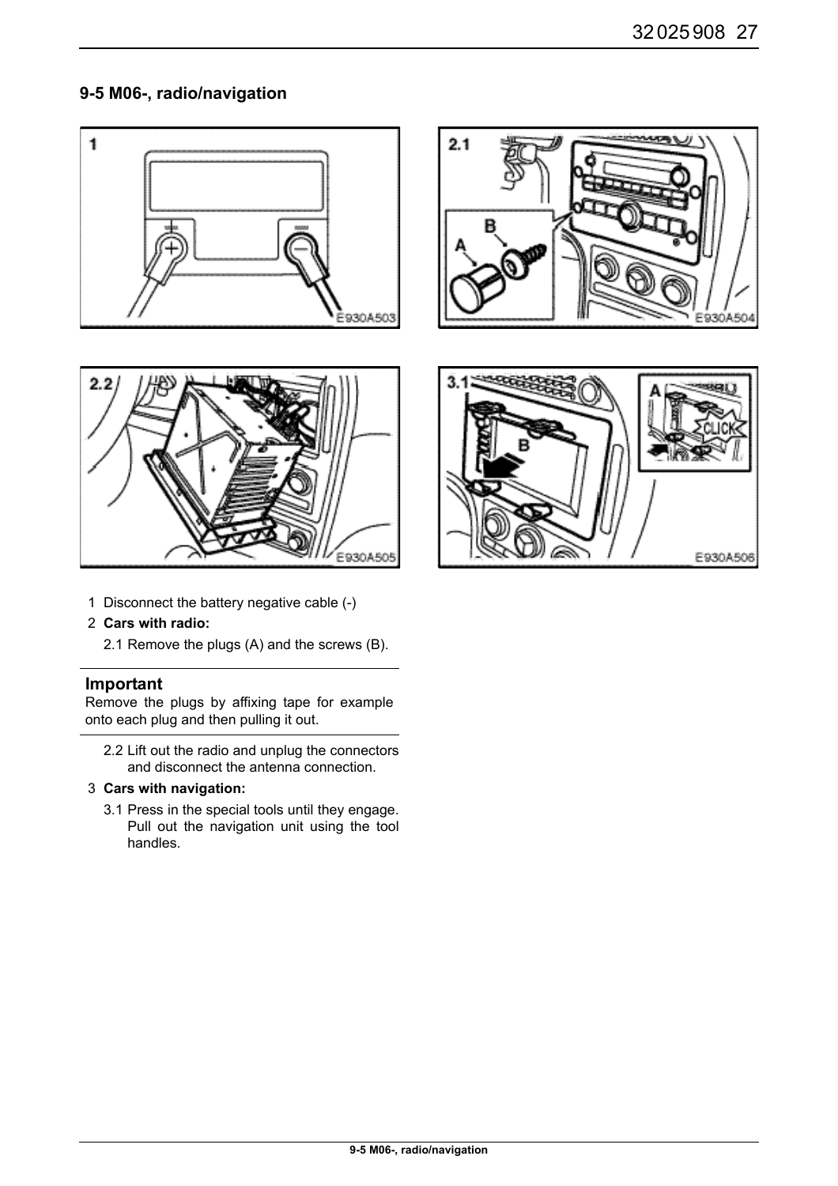## 9-5 M06-, radio/navigation

1 Disconnect the battery negative cable (-)

2 **Cars with radio:**

2.1 Remove the plugs (A) and the screws (B).

**Important**

Remove the plugs by affixing tape for example onto each plug and then pulling it out.

2.2 Lift out the radio and unplug the connectors and disconnect the antenna connection.

3 **Cars with navigation:**

3.1 Press in the special tools until they engage. Pull out the navigation unit using the tool handles.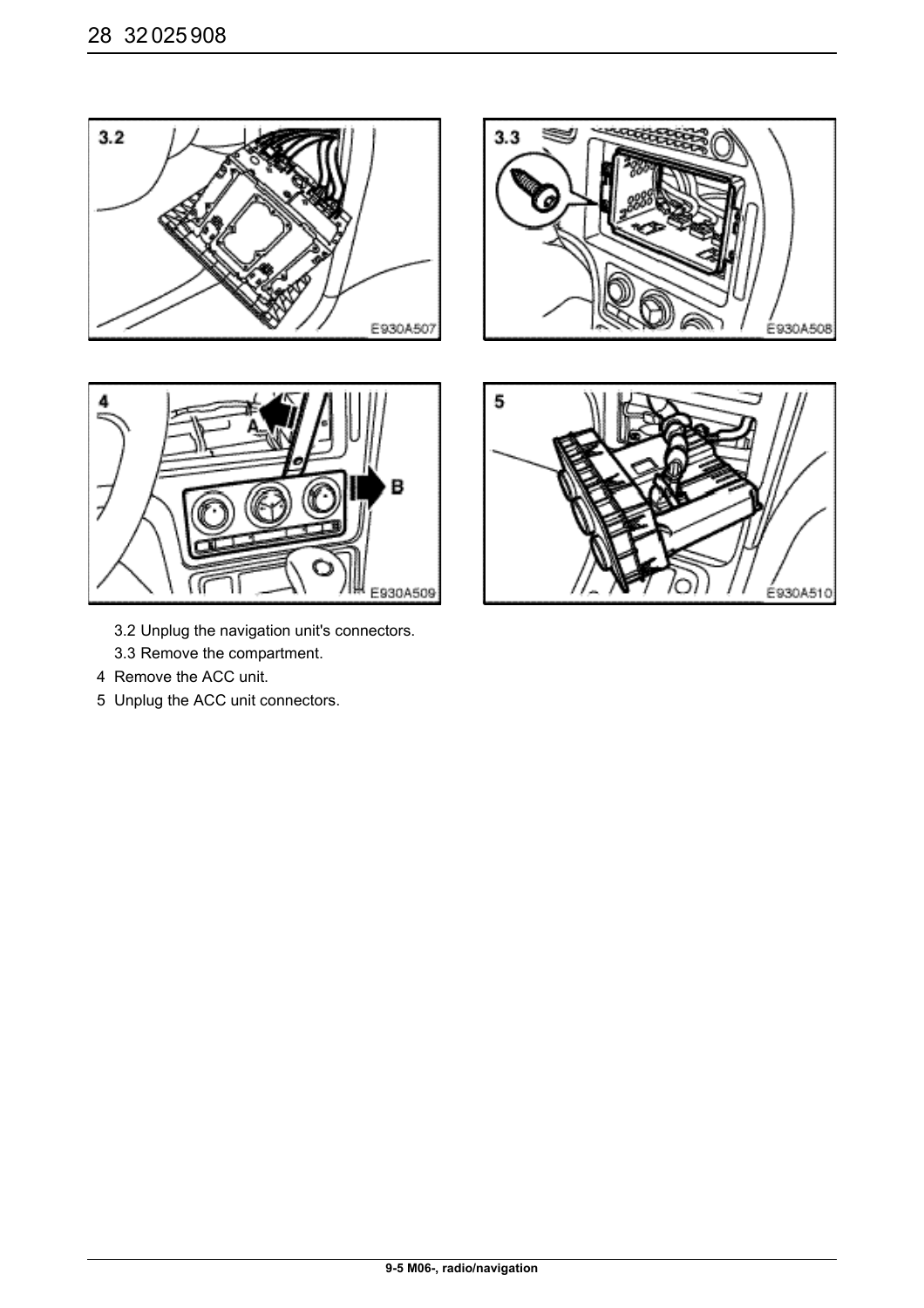3.2 Unplug the navigation unit's connectors.

3.3 Remove the compartment.

4 Remove the ACC unit.

5 Unplug the ACC unit connectors.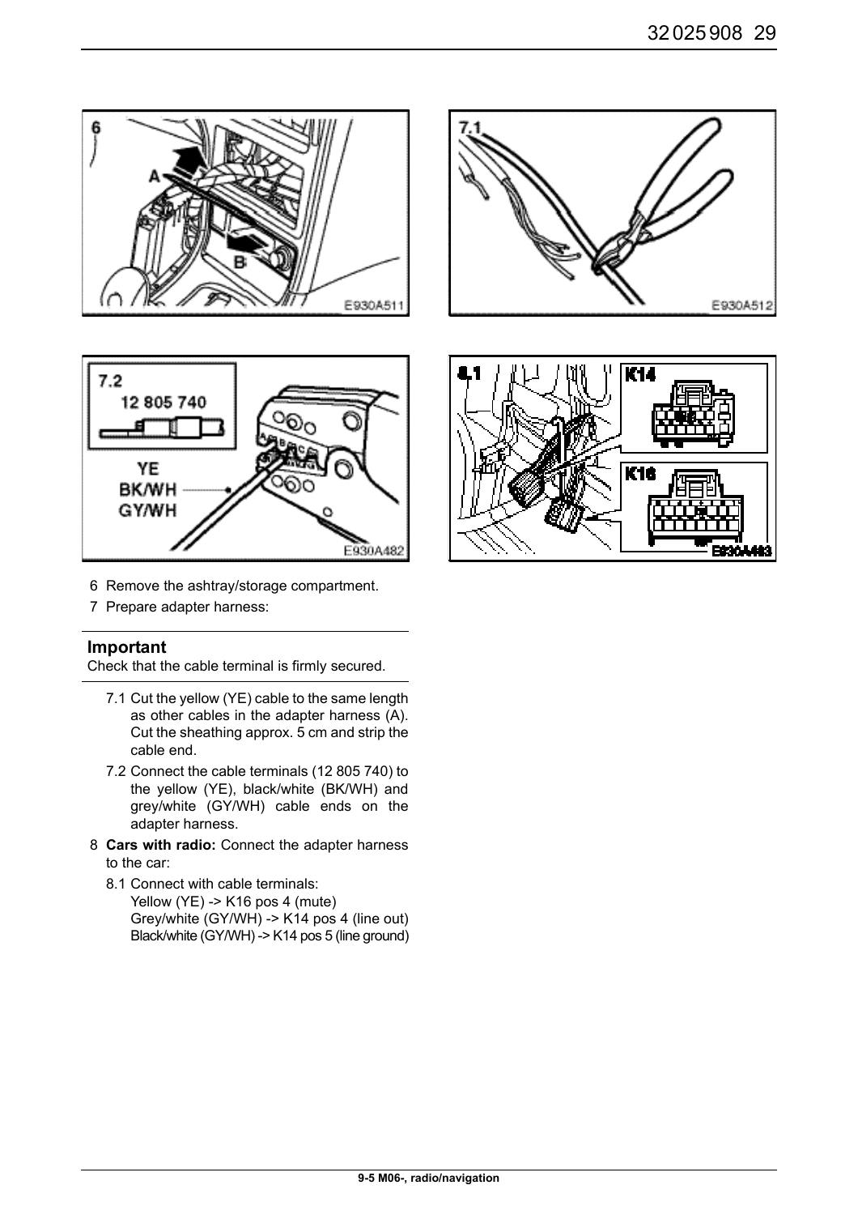6 Remove the ashtray/storage compartment.

7 Prepare adapter harness:

**Important**

Check that the cable terminal is firmly secured.

7.1 Cut the yellow (YE) cable to the same length as other cables in the adapter harness (A). Cut the sheathing approx. 5 cm and strip the cable end.

7.2 Connect the cable terminals (12 805 740) to the yellow (YE), black/white (BK/WH) and grey/white (GY/WH) cable ends on the adapter harness.

8 **Cars with radio:** Connect the adapter harness to the car:

8.1 Connect with cable terminals:
Yellow (YE) -> K16 pos 4 (mute)
Grey/white (GY/WH) -> K14 pos 4 (line out)
Black/white (GY/WH) -> K14 pos 5 (line ground)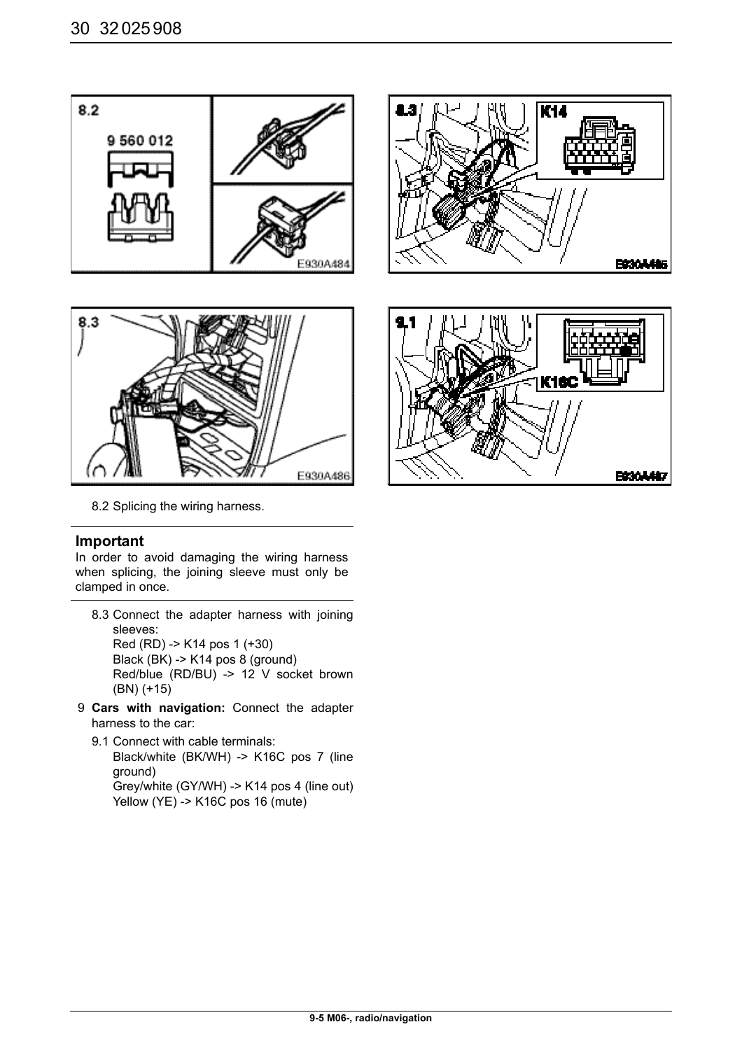8.2 Splicing the wiring harness.

---

**Important**

In order to avoid damaging the wiring harness when splicing, the joining sleeve must only be clamped in once.

---

8.3 Connect the adapter harness with joining sleeves:
Red (RD) -> K14 pos 1 (+30)
Black (BK) -> K14 pos 8 (ground)
Red/blue (RD/BU) -> 12 V socket brown (BN) (+15)

9 **Cars with navigation:** Connect the adapter harness to the car:

9.1 Connect with cable terminals:
Black/white (BK/WH) -> K16C pos 7 (line ground)
Grey/white (GY/WH) -> K14 pos 4 (line out)
Yellow (YE) -> K16C pos 16 (mute)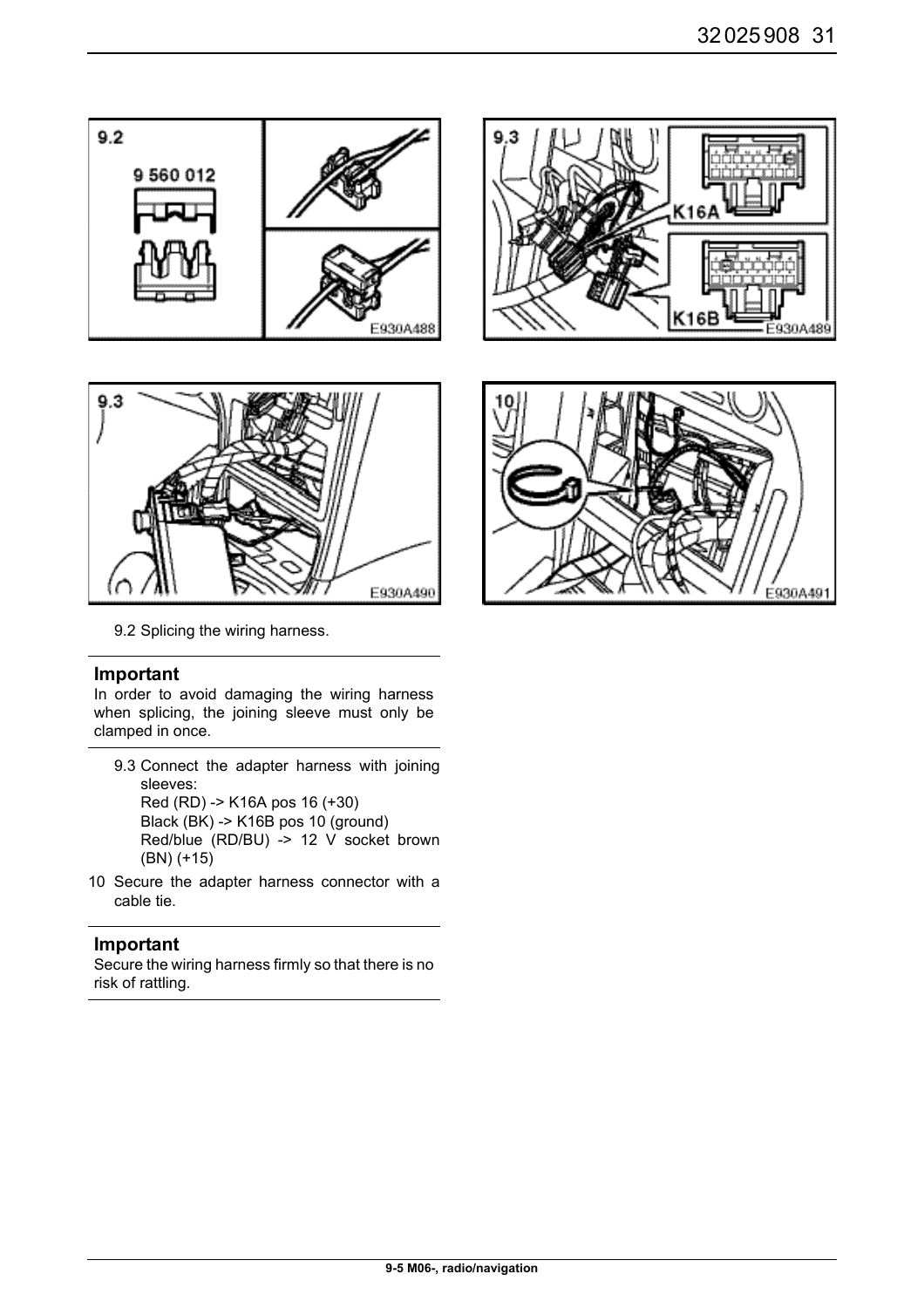9.2 Splicing the wiring harness.

**Important**

In order to avoid damaging the wiring harness when splicing, the joining sleeve must only be clamped in once.

9.3 Connect the adapter harness with joining sleeves:
Red (RD) -> K16A pos 16 (+30)
Black (BK) -> K16B pos 10 (ground)
Red/blue (RD/BU) -> 12 V socket brown (BN) (+15)

10 Secure the adapter harness connector with a cable tie.

**Important**

Secure the wiring harness firmly so that there is no risk of rattling.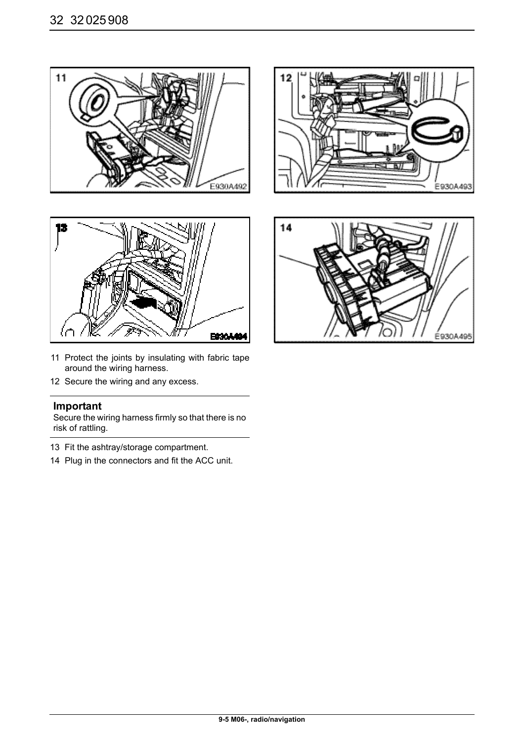11 Protect the joints by insulating with fabric tape around the wiring harness.

12 Secure the wiring and any excess.

**Important**

Secure the wiring harness firmly so that there is no risk of rattling.

13 Fit the ashtray/storage compartment.

14 Plug in the connectors and fit the ACC unit.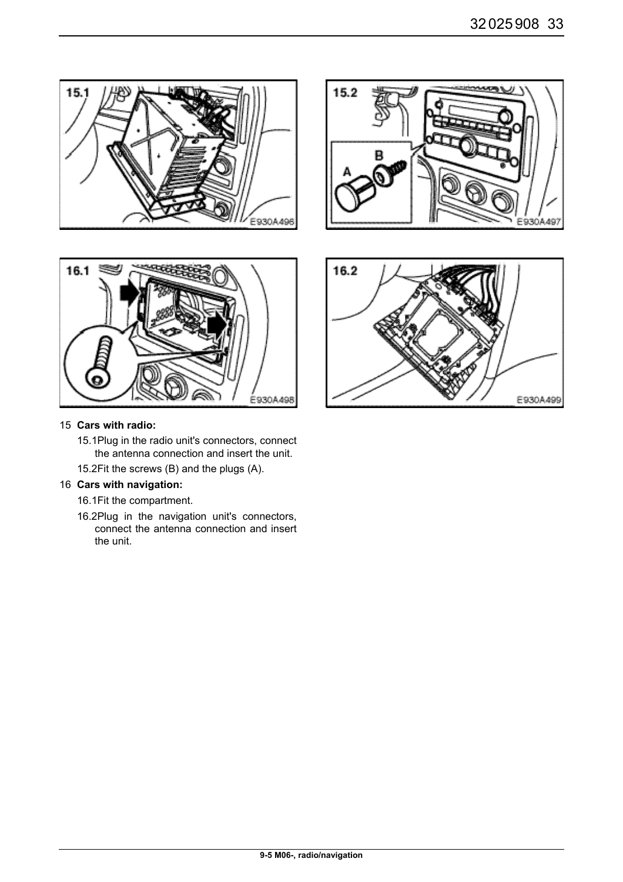15 **Cars with radio:**

15.1 Plug in the radio unit's connectors, connect the antenna connection and insert the unit.

15.2 Fit the screws (B) and the plugs (A).

16 **Cars with navigation:**

16.1 Fit the compartment.

16.2 Plug in the navigation unit's connectors, connect the antenna connection and insert the unit.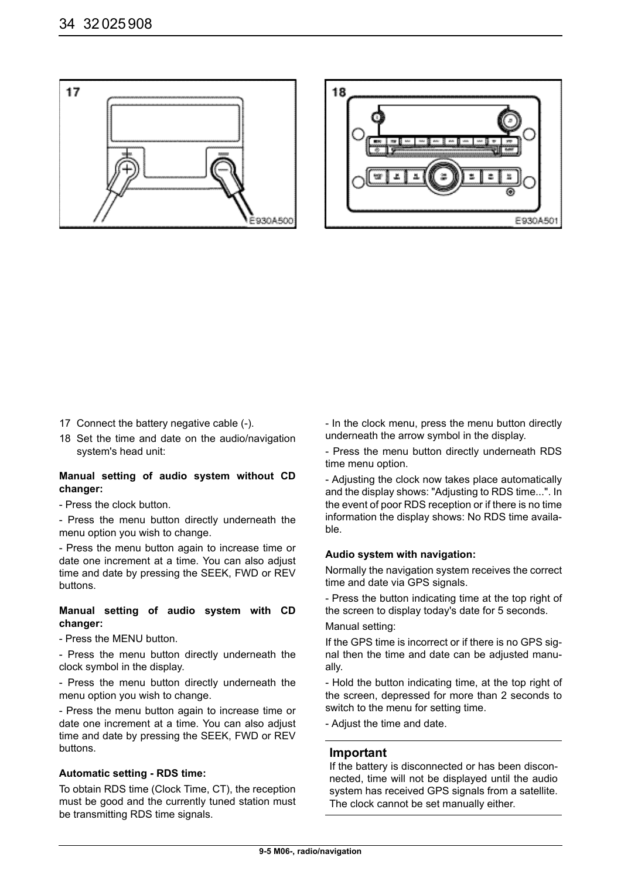17 Connect the battery negative cable (-).

18 Set the time and date on the audio/navigation system's head unit:

**Manual setting of audio system without CD changer:**

- Press the clock button.
- Press the menu button directly underneath the menu option you wish to change.
- Press the menu button again to increase time or date one increment at a time. You can also adjust time and date by pressing the SEEK, FWD or REV buttons.

**Manual setting of audio system with CD changer:**

- Press the MENU button.
- Press the menu button directly underneath the clock symbol in the display.
- Press the menu button directly underneath the menu option you wish to change.
- Press the menu button again to increase time or date one increment at a time. You can also adjust time and date by pressing the SEEK, FWD or REV buttons.

**Automatic setting - RDS time:**

To obtain RDS time (Clock Time, CT), the reception must be good and the currently tuned station must be transmitting RDS time signals.

- In the clock menu, press the menu button directly underneath the arrow symbol in the display.
- Press the menu button directly underneath RDS time menu option.
- Adjusting the clock now takes place automatically and the display shows: "Adjusting to RDS time...". In the event of poor RDS reception or if there is no time information the display shows: No RDS time available.

**Audio system with navigation:**

Normally the navigation system receives the correct time and date via GPS signals.

- Press the button indicating time at the top right of the screen to display today's date for 5 seconds.

Manual setting:

If the GPS time is incorrect or if there is no GPS signal then the time and date can be adjusted manually.

- Hold the button indicating time, at the top right of the screen, depressed for more than 2 seconds to switch to the menu for setting time.
- Adjust the time and date.

### Important

If the battery is disconnected or has been disconnected, time will not be displayed until the audio system has received GPS signals from a satellite. The clock cannot be set manually either.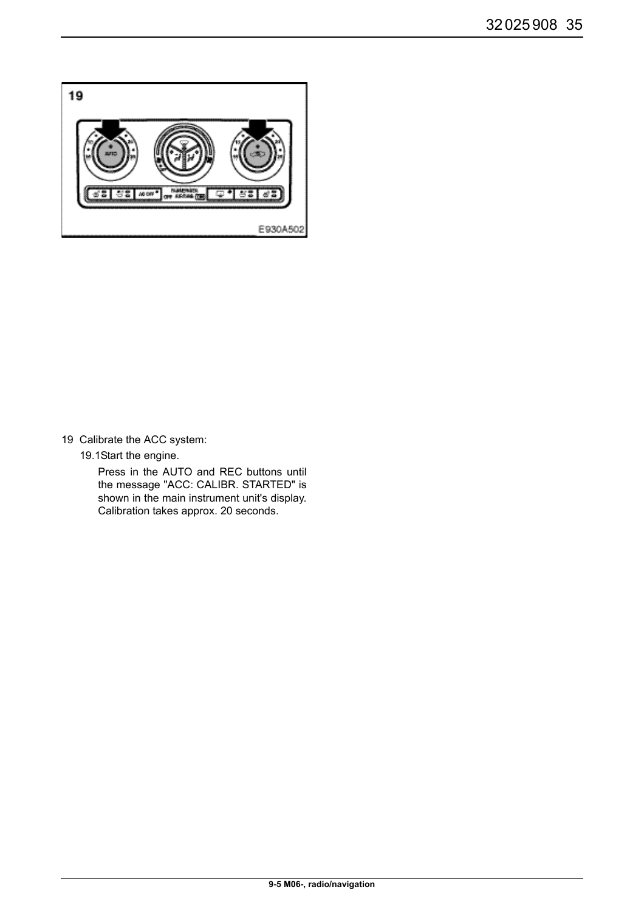19 Calibrate the ACC system:

19.1 Start the engine.

Press in the AUTO and REC buttons until the message "ACC: CALIBR. STARTED" is shown in the main instrument unit's display. Calibration takes approx. 20 seconds.